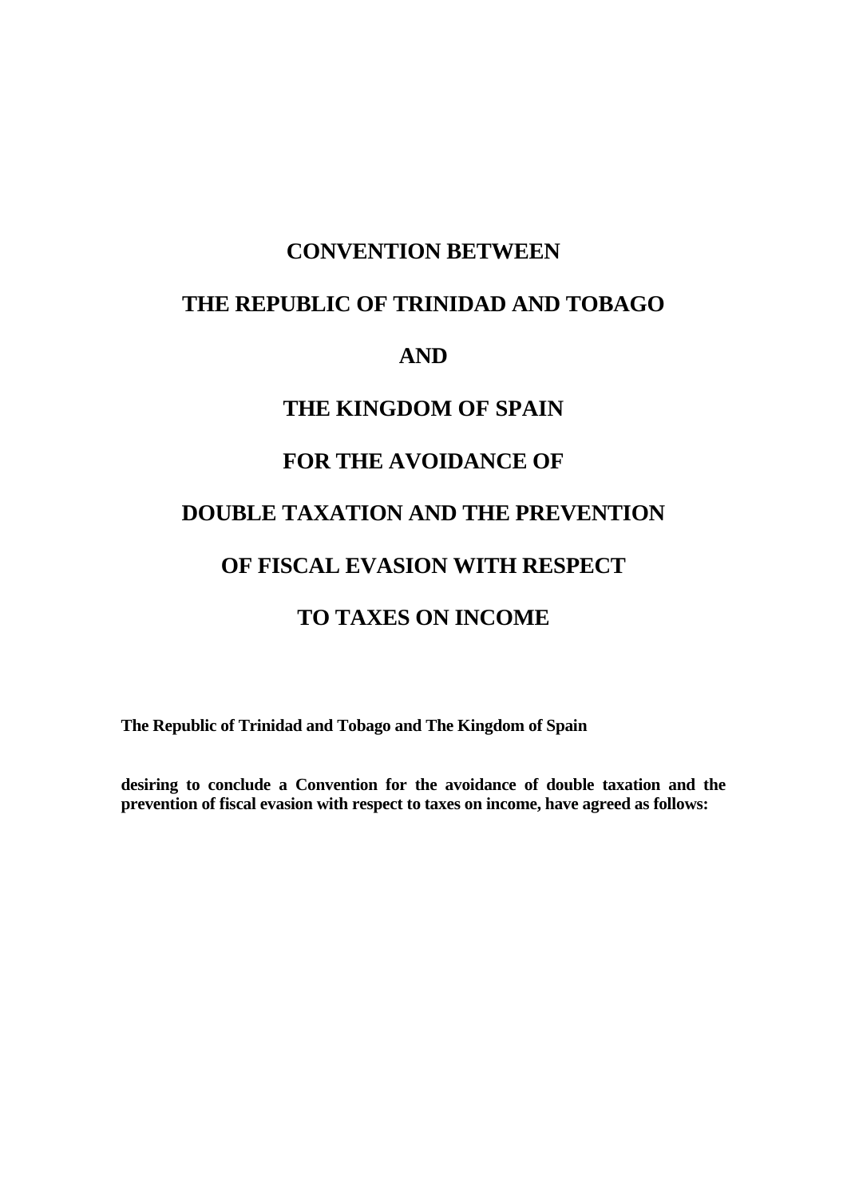# CONVENTION BETWEEN

# THE REPUBLIC OF TRINIDAD AND TOBAGO

# AND

# THE KINGDOM OF SPAIN

# FOR THE AVOIDANCE OF

# DOUBLE TAXATION AND THE PREVENTION

# OF FISCAL EVASION WITH RESPECT

# TO TAXES ON INCOME

**The Republic of Trinidad and Tobago and The Kingdom of Spain**

**desiring to conclude a Convention for the avoidance of double taxation and the prevention of fiscal evasion with respect to taxes on income, have agreed as follows:**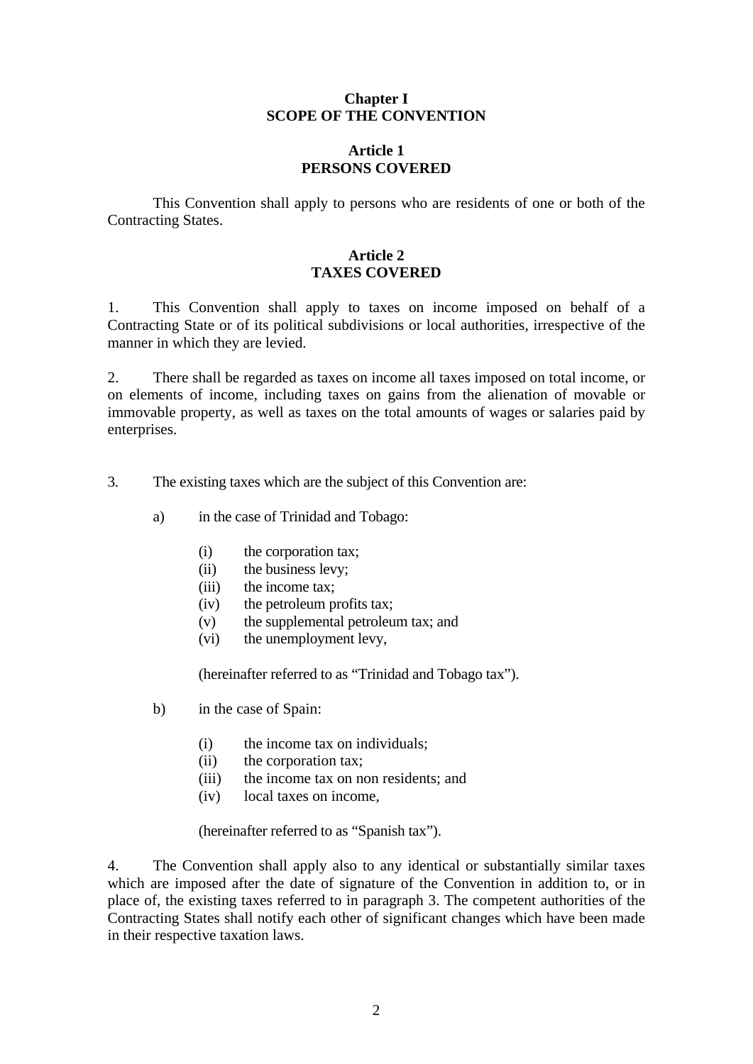## Chapter I
## SCOPE OF THE CONVENTION

### Article 1
### PERSONS COVERED

This Convention shall apply to persons who are residents of one or both of the Contracting States.

### Article 2
### TAXES COVERED

1. This Convention shall apply to taxes on income imposed on behalf of a Contracting State or of its political subdivisions or local authorities, irrespective of the manner in which they are levied.

2. There shall be regarded as taxes on income all taxes imposed on total income, or on elements of income, including taxes on gains from the alienation of movable or immovable property, as well as taxes on the total amounts of wages or salaries paid by enterprises.

3. The existing taxes which are the subject of this Convention are:

a) in the case of Trinidad and Tobago:

(i) the corporation tax;
(ii) the business levy;
(iii) the income tax;
(iv) the petroleum profits tax;
(v) the supplemental petroleum tax; and
(vi) the unemployment levy,

(hereinafter referred to as "Trinidad and Tobago tax").

b) in the case of Spain:

(i) the income tax on individuals;
(ii) the corporation tax;
(iii) the income tax on non residents; and
(iv) local taxes on income,

(hereinafter referred to as "Spanish tax").

4. The Convention shall apply also to any identical or substantially similar taxes which are imposed after the date of signature of the Convention in addition to, or in place of, the existing taxes referred to in paragraph 3. The competent authorities of the Contracting States shall notify each other of significant changes which have been made in their respective taxation laws.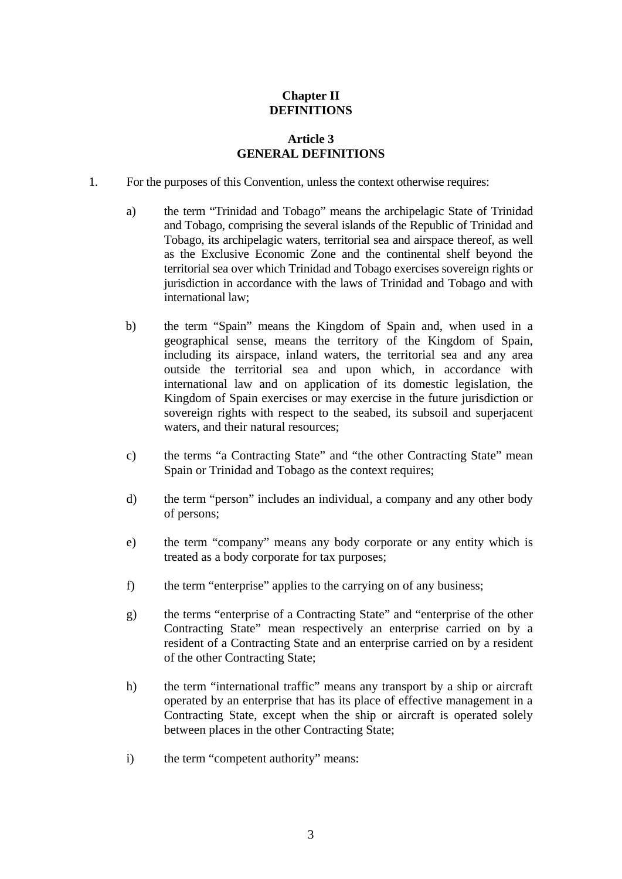## Chapter II
## DEFINITIONS

### Article 3
### GENERAL DEFINITIONS

1. For the purposes of this Convention, unless the context otherwise requires:

   a) the term “Trinidad and Tobago” means the archipelagic State of Trinidad and Tobago, comprising the several islands of the Republic of Trinidad and Tobago, its archipelagic waters, territorial sea and airspace thereof, as well as the Exclusive Economic Zone and the continental shelf beyond the territorial sea over which Trinidad and Tobago exercises sovereign rights or jurisdiction in accordance with the laws of Trinidad and Tobago and with international law;

   b) the term “Spain” means the Kingdom of Spain and, when used in a geographical sense, means the territory of the Kingdom of Spain, including its airspace, inland waters, the territorial sea and any area outside the territorial sea and upon which, in accordance with international law and on application of its domestic legislation, the Kingdom of Spain exercises or may exercise in the future jurisdiction or sovereign rights with respect to the seabed, its subsoil and superjacent waters, and their natural resources;

   c) the terms “a Contracting State” and “the other Contracting State” mean Spain or Trinidad and Tobago as the context requires;

   d) the term “person” includes an individual, a company and any other body of persons;

   e) the term “company” means any body corporate or any entity which is treated as a body corporate for tax purposes;

   f) the term “enterprise” applies to the carrying on of any business;

   g) the terms “enterprise of a Contracting State” and “enterprise of the other Contracting State” mean respectively an enterprise carried on by a resident of a Contracting State and an enterprise carried on by a resident of the other Contracting State;

   h) the term “international traffic” means any transport by a ship or aircraft operated by an enterprise that has its place of effective management in a Contracting State, except when the ship or aircraft is operated solely between places in the other Contracting State;

   i) the term “competent authority” means: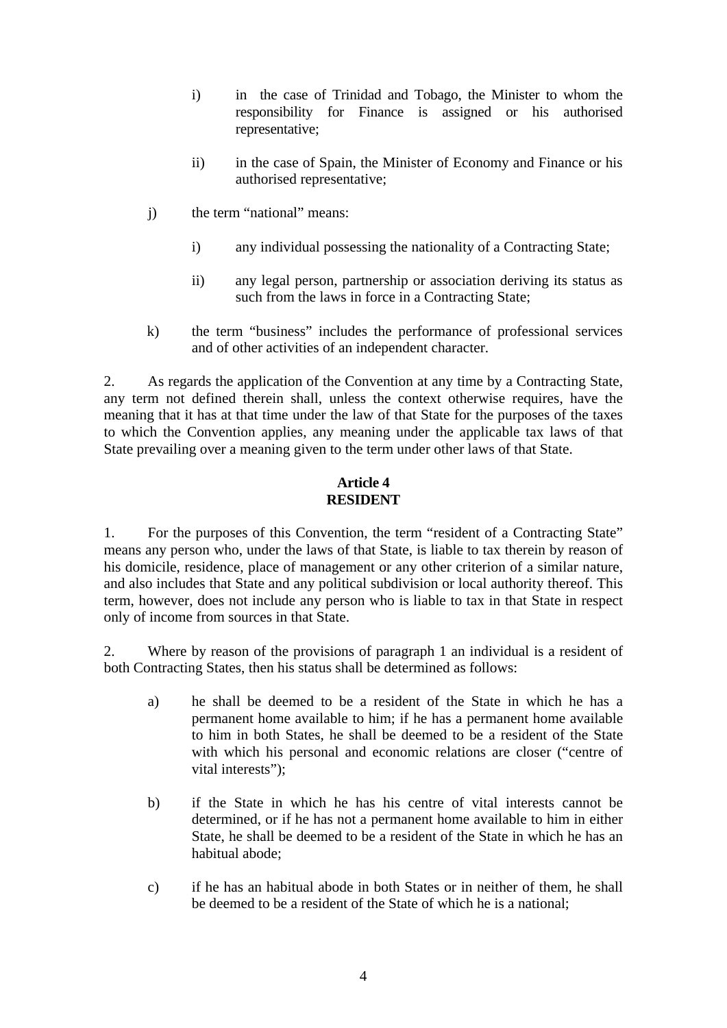i) in the case of Trinidad and Tobago, the Minister to whom the responsibility for Finance is assigned or his authorised representative;

ii) in the case of Spain, the Minister of Economy and Finance or his authorised representative;

j) the term "national" means:

i) any individual possessing the nationality of a Contracting State;

ii) any legal person, partnership or association deriving its status as such from the laws in force in a Contracting State;

k) the term "business" includes the performance of professional services and of other activities of an independent character.

2. As regards the application of the Convention at any time by a Contracting State, any term not defined therein shall, unless the context otherwise requires, have the meaning that it has at that time under the law of that State for the purposes of the taxes to which the Convention applies, any meaning under the applicable tax laws of that State prevailing over a meaning given to the term under other laws of that State.

**Article 4**
**RESIDENT**

1. For the purposes of this Convention, the term "resident of a Contracting State" means any person who, under the laws of that State, is liable to tax therein by reason of his domicile, residence, place of management or any other criterion of a similar nature, and also includes that State and any political subdivision or local authority thereof. This term, however, does not include any person who is liable to tax in that State in respect only of income from sources in that State.

2. Where by reason of the provisions of paragraph 1 an individual is a resident of both Contracting States, then his status shall be determined as follows:

a) he shall be deemed to be a resident of the State in which he has a permanent home available to him; if he has a permanent home available to him in both States, he shall be deemed to be a resident of the State with which his personal and economic relations are closer ("centre of vital interests");

b) if the State in which he has his centre of vital interests cannot be determined, or if he has not a permanent home available to him in either State, he shall be deemed to be a resident of the State in which he has an habitual abode;

c) if he has an habitual abode in both States or in neither of them, he shall be deemed to be a resident of the State of which he is a national;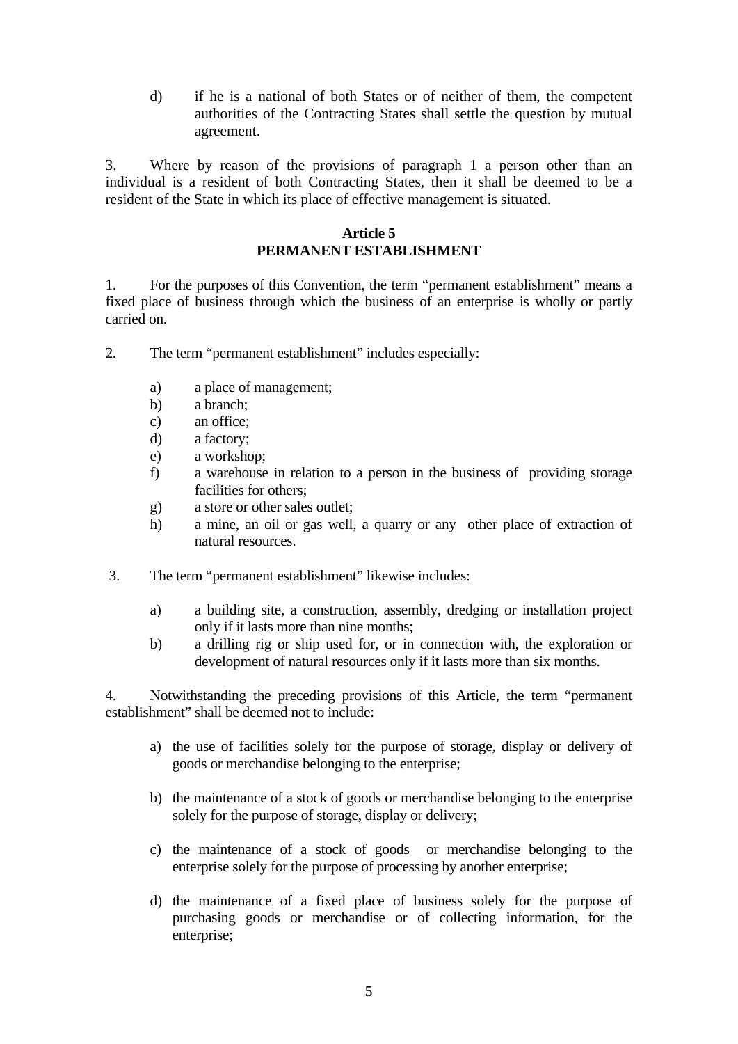d) if he is a national of both States or of neither of them, the competent authorities of the Contracting States shall settle the question by mutual agreement.

3. Where by reason of the provisions of paragraph 1 a person other than an individual is a resident of both Contracting States, then it shall be deemed to be a resident of the State in which its place of effective management is situated.

## Article 5
## PERMANENT ESTABLISHMENT

1. For the purposes of this Convention, the term "permanent establishment" means a fixed place of business through which the business of an enterprise is wholly or partly carried on.

2. The term "permanent establishment" includes especially:

   a) a place of management;
   b) a branch;
   c) an office;
   d) a factory;
   e) a workshop;
   f) a warehouse in relation to a person in the business of providing storage facilities for others;
   g) a store or other sales outlet;
   h) a mine, an oil or gas well, a quarry or any other place of extraction of natural resources.

3. The term "permanent establishment" likewise includes:

   a) a building site, a construction, assembly, dredging or installation project only if it lasts more than nine months;
   b) a drilling rig or ship used for, or in connection with, the exploration or development of natural resources only if it lasts more than six months.

4. Notwithstanding the preceding provisions of this Article, the term "permanent establishment" shall be deemed not to include:

   a) the use of facilities solely for the purpose of storage, display or delivery of goods or merchandise belonging to the enterprise;

   b) the maintenance of a stock of goods or merchandise belonging to the enterprise solely for the purpose of storage, display or delivery;

   c) the maintenance of a stock of goods or merchandise belonging to the enterprise solely for the purpose of processing by another enterprise;

   d) the maintenance of a fixed place of business solely for the purpose of purchasing goods or merchandise or of collecting information, for the enterprise;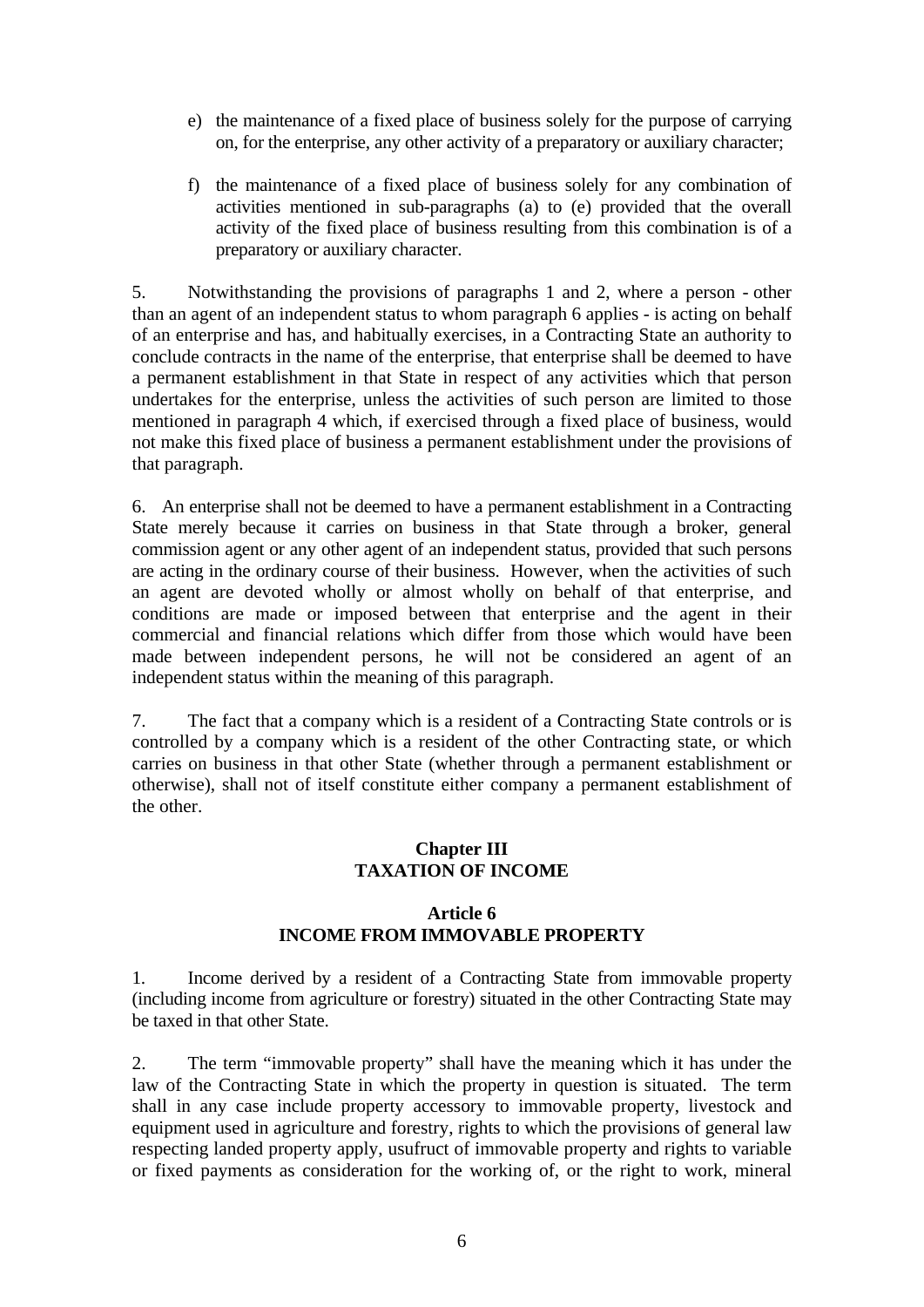e) the maintenance of a fixed place of business solely for the purpose of carrying on, for the enterprise, any other activity of a preparatory or auxiliary character;

f) the maintenance of a fixed place of business solely for any combination of activities mentioned in sub-paragraphs (a) to (e) provided that the overall activity of the fixed place of business resulting from this combination is of a preparatory or auxiliary character.

5. Notwithstanding the provisions of paragraphs 1 and 2, where a person - other than an agent of an independent status to whom paragraph 6 applies - is acting on behalf of an enterprise and has, and habitually exercises, in a Contracting State an authority to conclude contracts in the name of the enterprise, that enterprise shall be deemed to have a permanent establishment in that State in respect of any activities which that person undertakes for the enterprise, unless the activities of such person are limited to those mentioned in paragraph 4 which, if exercised through a fixed place of business, would not make this fixed place of business a permanent establishment under the provisions of that paragraph.

6. An enterprise shall not be deemed to have a permanent establishment in a Contracting State merely because it carries on business in that State through a broker, general commission agent or any other agent of an independent status, provided that such persons are acting in the ordinary course of their business. However, when the activities of such an agent are devoted wholly or almost wholly on behalf of that enterprise, and conditions are made or imposed between that enterprise and the agent in their commercial and financial relations which differ from those which would have been made between independent persons, he will not be considered an agent of an independent status within the meaning of this paragraph.

7. The fact that a company which is a resident of a Contracting State controls or is controlled by a company which is a resident of the other Contracting state, or which carries on business in that other State (whether through a permanent establishment or otherwise), shall not of itself constitute either company a permanent establishment of the other.

## Chapter III
## TAXATION OF INCOME

### Article 6
### INCOME FROM IMMOVABLE PROPERTY

1. Income derived by a resident of a Contracting State from immovable property (including income from agriculture or forestry) situated in the other Contracting State may be taxed in that other State.

2. The term "immovable property" shall have the meaning which it has under the law of the Contracting State in which the property in question is situated. The term shall in any case include property accessory to immovable property, livestock and equipment used in agriculture and forestry, rights to which the provisions of general law respecting landed property apply, usufruct of immovable property and rights to variable or fixed payments as consideration for the working of, or the right to work, mineral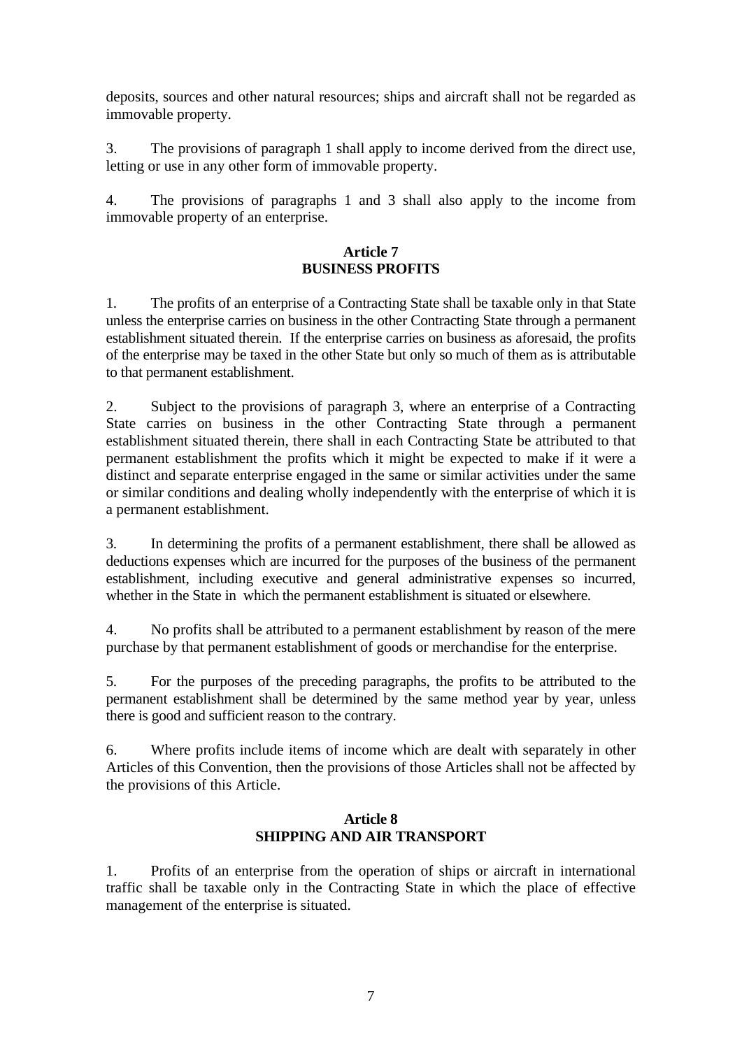deposits, sources and other natural resources; ships and aircraft shall not be regarded as immovable property.

3. The provisions of paragraph 1 shall apply to income derived from the direct use, letting or use in any other form of immovable property.

4. The provisions of paragraphs 1 and 3 shall also apply to the income from immovable property of an enterprise.

## Article 7
## BUSINESS PROFITS

1. The profits of an enterprise of a Contracting State shall be taxable only in that State unless the enterprise carries on business in the other Contracting State through a permanent establishment situated therein. If the enterprise carries on business as aforesaid, the profits of the enterprise may be taxed in the other State but only so much of them as is attributable to that permanent establishment.

2. Subject to the provisions of paragraph 3, where an enterprise of a Contracting State carries on business in the other Contracting State through a permanent establishment situated therein, there shall in each Contracting State be attributed to that permanent establishment the profits which it might be expected to make if it were a distinct and separate enterprise engaged in the same or similar activities under the same or similar conditions and dealing wholly independently with the enterprise of which it is a permanent establishment.

3. In determining the profits of a permanent establishment, there shall be allowed as deductions expenses which are incurred for the purposes of the business of the permanent establishment, including executive and general administrative expenses so incurred, whether in the State in which the permanent establishment is situated or elsewhere.

4. No profits shall be attributed to a permanent establishment by reason of the mere purchase by that permanent establishment of goods or merchandise for the enterprise.

5. For the purposes of the preceding paragraphs, the profits to be attributed to the permanent establishment shall be determined by the same method year by year, unless there is good and sufficient reason to the contrary.

6. Where profits include items of income which are dealt with separately in other Articles of this Convention, then the provisions of those Articles shall not be affected by the provisions of this Article.

## Article 8
## SHIPPING AND AIR TRANSPORT

1. Profits of an enterprise from the operation of ships or aircraft in international traffic shall be taxable only in the Contracting State in which the place of effective management of the enterprise is situated.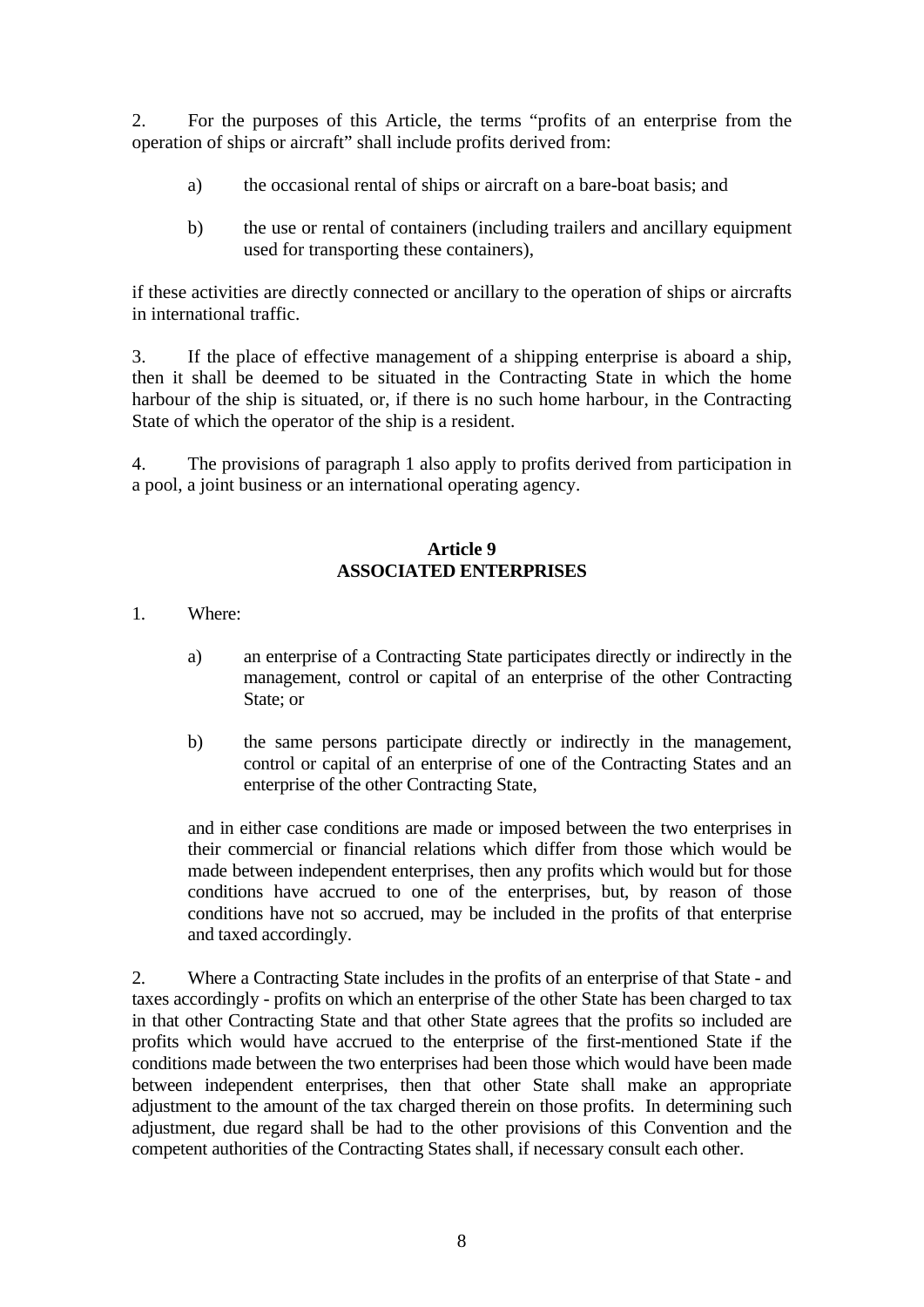2. For the purposes of this Article, the terms "profits of an enterprise from the operation of ships or aircraft" shall include profits derived from:

a) the occasional rental of ships or aircraft on a bare-boat basis; and

b) the use or rental of containers (including trailers and ancillary equipment used for transporting these containers),

if these activities are directly connected or ancillary to the operation of ships or aircrafts in international traffic.

3. If the place of effective management of a shipping enterprise is aboard a ship, then it shall be deemed to be situated in the Contracting State in which the home harbour of the ship is situated, or, if there is no such home harbour, in the Contracting State of which the operator of the ship is a resident.

4. The provisions of paragraph 1 also apply to profits derived from participation in a pool, a joint business or an international operating agency.

## Article 9
## ASSOCIATED ENTERPRISES

1. Where:

a) an enterprise of a Contracting State participates directly or indirectly in the management, control or capital of an enterprise of the other Contracting State; or

b) the same persons participate directly or indirectly in the management, control or capital of an enterprise of one of the Contracting States and an enterprise of the other Contracting State,

and in either case conditions are made or imposed between the two enterprises in their commercial or financial relations which differ from those which would be made between independent enterprises, then any profits which would but for those conditions have accrued to one of the enterprises, but, by reason of those conditions have not so accrued, may be included in the profits of that enterprise and taxed accordingly.

2. Where a Contracting State includes in the profits of an enterprise of that State - and taxes accordingly - profits on which an enterprise of the other State has been charged to tax in that other Contracting State and that other State agrees that the profits so included are profits which would have accrued to the enterprise of the first-mentioned State if the conditions made between the two enterprises had been those which would have been made between independent enterprises, then that other State shall make an appropriate adjustment to the amount of the tax charged therein on those profits. In determining such adjustment, due regard shall be had to the other provisions of this Convention and the competent authorities of the Contracting States shall, if necessary consult each other.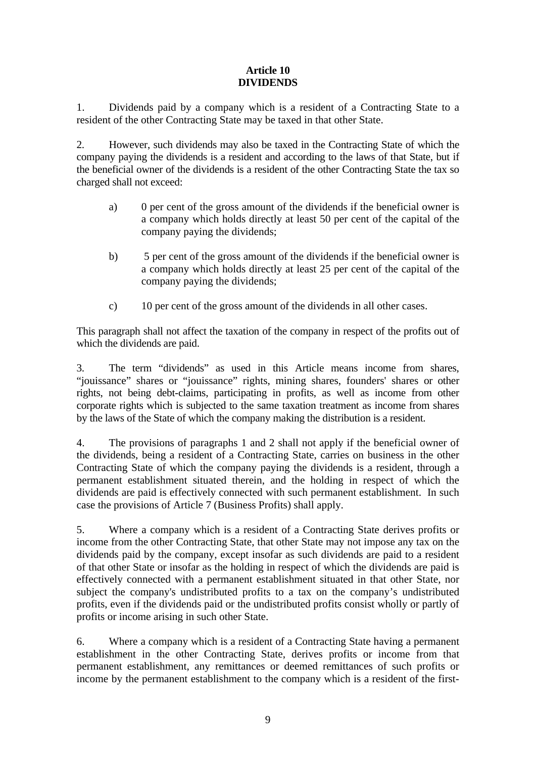**Article 10**
**DIVIDENDS**

1. Dividends paid by a company which is a resident of a Contracting State to a resident of the other Contracting State may be taxed in that other State.

2. However, such dividends may also be taxed in the Contracting State of which the company paying the dividends is a resident and according to the laws of that State, but if the beneficial owner of the dividends is a resident of the other Contracting State the tax so charged shall not exceed:

   a) 0 per cent of the gross amount of the dividends if the beneficial owner is a company which holds directly at least 50 per cent of the capital of the company paying the dividends;

   b) 5 per cent of the gross amount of the dividends if the beneficial owner is a company which holds directly at least 25 per cent of the capital of the company paying the dividends;

   c) 10 per cent of the gross amount of the dividends in all other cases.

This paragraph shall not affect the taxation of the company in respect of the profits out of which the dividends are paid.

3. The term "dividends" as used in this Article means income from shares, "jouissance" shares or "jouissance" rights, mining shares, founders' shares or other rights, not being debt-claims, participating in profits, as well as income from other corporate rights which is subjected to the same taxation treatment as income from shares by the laws of the State of which the company making the distribution is a resident.

4. The provisions of paragraphs 1 and 2 shall not apply if the beneficial owner of the dividends, being a resident of a Contracting State, carries on business in the other Contracting State of which the company paying the dividends is a resident, through a permanent establishment situated therein, and the holding in respect of which the dividends are paid is effectively connected with such permanent establishment. In such case the provisions of Article 7 (Business Profits) shall apply.

5. Where a company which is a resident of a Contracting State derives profits or income from the other Contracting State, that other State may not impose any tax on the dividends paid by the company, except insofar as such dividends are paid to a resident of that other State or insofar as the holding in respect of which the dividends are paid is effectively connected with a permanent establishment situated in that other State, nor subject the company's undistributed profits to a tax on the company's undistributed profits, even if the dividends paid or the undistributed profits consist wholly or partly of profits or income arising in such other State.

6. Where a company which is a resident of a Contracting State having a permanent establishment in the other Contracting State, derives profits or income from that permanent establishment, any remittances or deemed remittances of such profits or income by the permanent establishment to the company which is a resident of the first-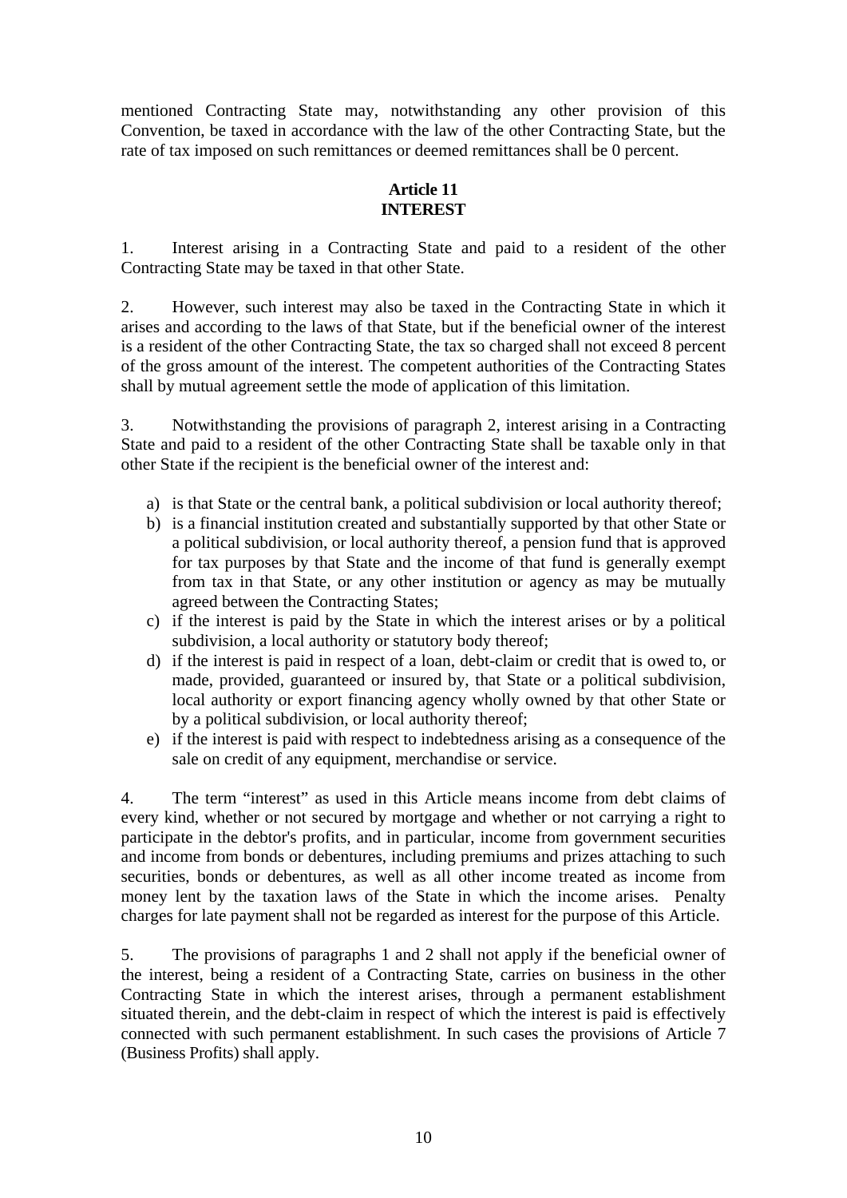mentioned Contracting State may, notwithstanding any other provision of this Convention, be taxed in accordance with the law of the other Contracting State, but the rate of tax imposed on such remittances or deemed remittances shall be 0 percent.

## Article 11
## INTEREST

1. Interest arising in a Contracting State and paid to a resident of the other Contracting State may be taxed in that other State.

2. However, such interest may also be taxed in the Contracting State in which it arises and according to the laws of that State, but if the beneficial owner of the interest is a resident of the other Contracting State, the tax so charged shall not exceed 8 percent of the gross amount of the interest. The competent authorities of the Contracting States shall by mutual agreement settle the mode of application of this limitation.

3. Notwithstanding the provisions of paragraph 2, interest arising in a Contracting State and paid to a resident of the other Contracting State shall be taxable only in that other State if the recipient is the beneficial owner of the interest and:

a) is that State or the central bank, a political subdivision or local authority thereof;
b) is a financial institution created and substantially supported by that other State or a political subdivision, or local authority thereof, a pension fund that is approved for tax purposes by that State and the income of that fund is generally exempt from tax in that State, or any other institution or agency as may be mutually agreed between the Contracting States;
c) if the interest is paid by the State in which the interest arises or by a political subdivision, a local authority or statutory body thereof;
d) if the interest is paid in respect of a loan, debt-claim or credit that is owed to, or made, provided, guaranteed or insured by, that State or a political subdivision, local authority or export financing agency wholly owned by that other State or by a political subdivision, or local authority thereof;
e) if the interest is paid with respect to indebtedness arising as a consequence of the sale on credit of any equipment, merchandise or service.

4. The term "interest" as used in this Article means income from debt claims of every kind, whether or not secured by mortgage and whether or not carrying a right to participate in the debtor's profits, and in particular, income from government securities and income from bonds or debentures, including premiums and prizes attaching to such securities, bonds or debentures, as well as all other income treated as income from money lent by the taxation laws of the State in which the income arises. Penalty charges for late payment shall not be regarded as interest for the purpose of this Article.

5. The provisions of paragraphs 1 and 2 shall not apply if the beneficial owner of the interest, being a resident of a Contracting State, carries on business in the other Contracting State in which the interest arises, through a permanent establishment situated therein, and the debt-claim in respect of which the interest is paid is effectively connected with such permanent establishment. In such cases the provisions of Article 7 (Business Profits) shall apply.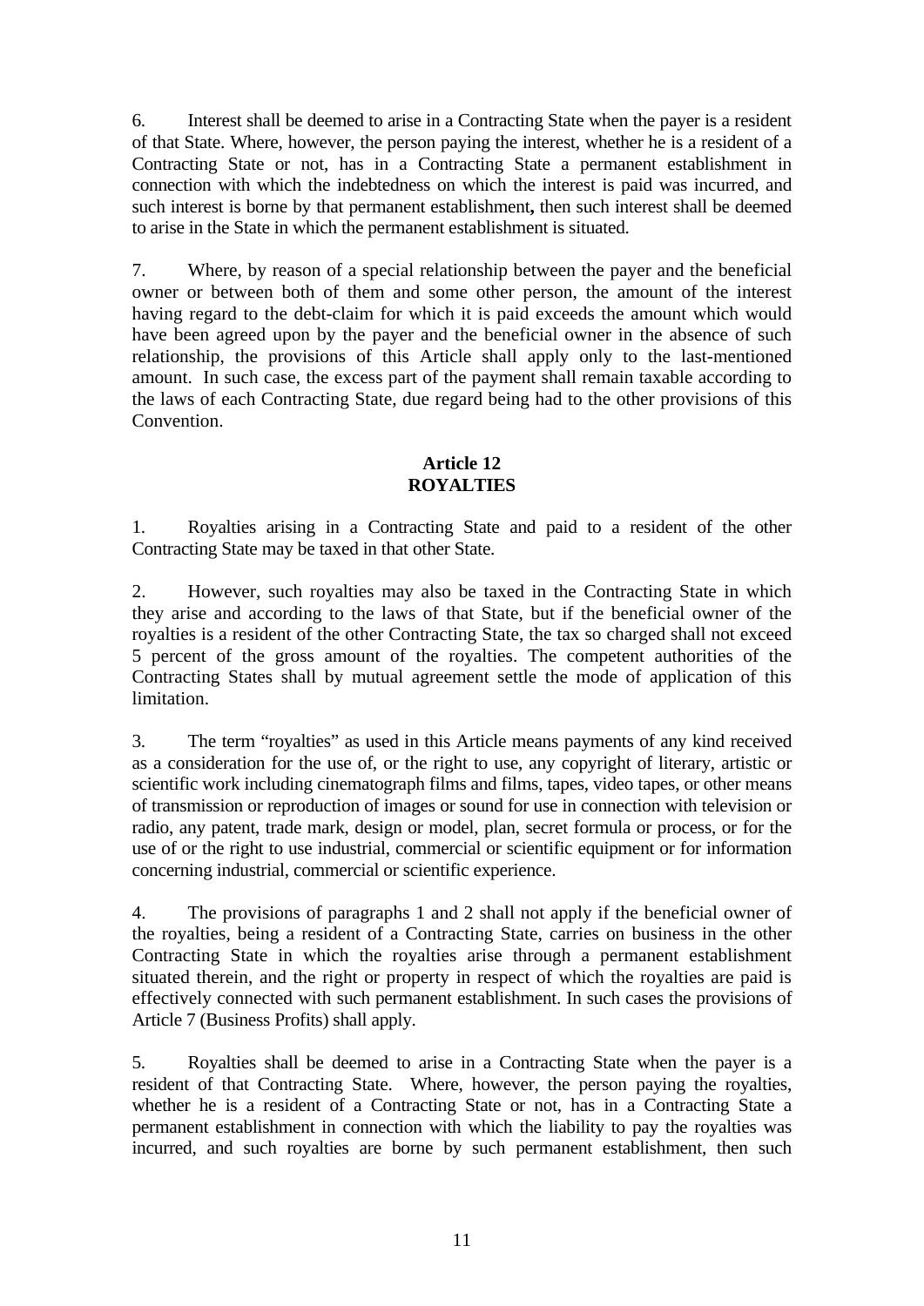6. Interest shall be deemed to arise in a Contracting State when the payer is a resident of that State. Where, however, the person paying the interest, whether he is a resident of a Contracting State or not, has in a Contracting State a permanent establishment in connection with which the indebtedness on which the interest is paid was incurred, and such interest is borne by that permanent establishment**,** then such interest shall be deemed to arise in the State in which the permanent establishment is situated.

7. Where, by reason of a special relationship between the payer and the beneficial owner or between both of them and some other person, the amount of the interest having regard to the debt-claim for which it is paid exceeds the amount which would have been agreed upon by the payer and the beneficial owner in the absence of such relationship, the provisions of this Article shall apply only to the last-mentioned amount. In such case, the excess part of the payment shall remain taxable according to the laws of each Contracting State, due regard being had to the other provisions of this Convention.

## Article 12
## ROYALTIES

1. Royalties arising in a Contracting State and paid to a resident of the other Contracting State may be taxed in that other State.

2. However, such royalties may also be taxed in the Contracting State in which they arise and according to the laws of that State, but if the beneficial owner of the royalties is a resident of the other Contracting State, the tax so charged shall not exceed 5 percent of the gross amount of the royalties. The competent authorities of the Contracting States shall by mutual agreement settle the mode of application of this limitation.

3. The term "royalties" as used in this Article means payments of any kind received as a consideration for the use of, or the right to use, any copyright of literary, artistic or scientific work including cinematograph films and films, tapes, video tapes, or other means of transmission or reproduction of images or sound for use in connection with television or radio, any patent, trade mark, design or model, plan, secret formula or process, or for the use of or the right to use industrial, commercial or scientific equipment or for information concerning industrial, commercial or scientific experience.

4. The provisions of paragraphs 1 and 2 shall not apply if the beneficial owner of the royalties, being a resident of a Contracting State, carries on business in the other Contracting State in which the royalties arise through a permanent establishment situated therein, and the right or property in respect of which the royalties are paid is effectively connected with such permanent establishment. In such cases the provisions of Article 7 (Business Profits) shall apply.

5. Royalties shall be deemed to arise in a Contracting State when the payer is a resident of that Contracting State. Where, however, the person paying the royalties, whether he is a resident of a Contracting State or not, has in a Contracting State a permanent establishment in connection with which the liability to pay the royalties was incurred, and such royalties are borne by such permanent establishment, then such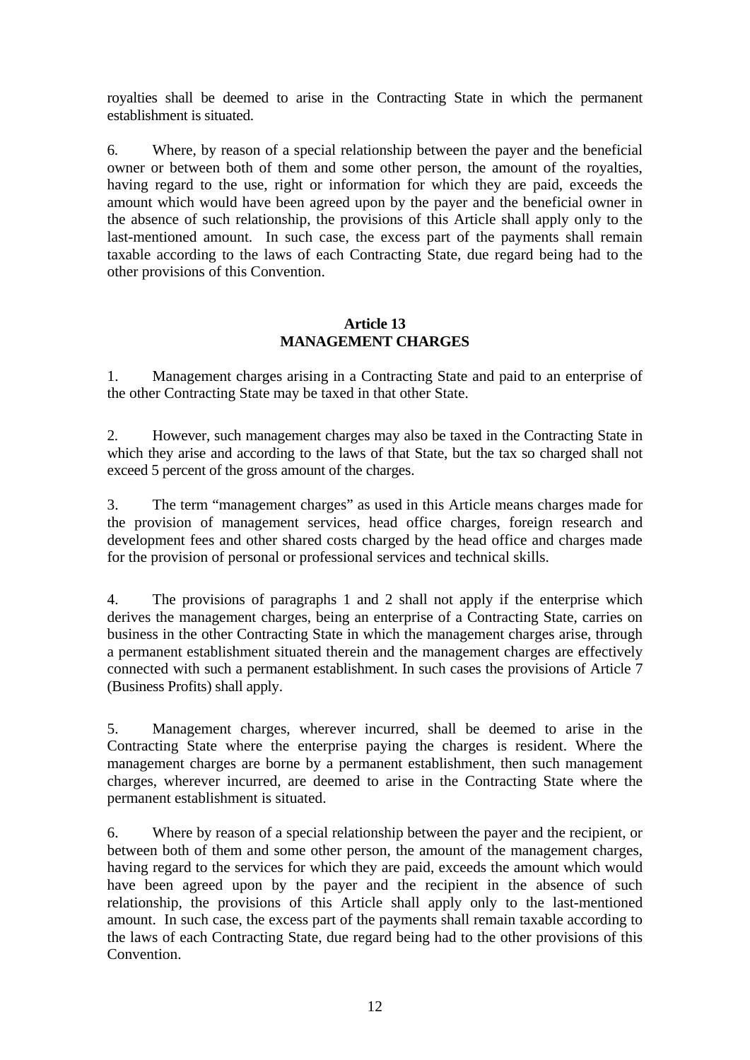royalties shall be deemed to arise in the Contracting State in which the permanent establishment is situated.

6. Where, by reason of a special relationship between the payer and the beneficial owner or between both of them and some other person, the amount of the royalties, having regard to the use, right or information for which they are paid, exceeds the amount which would have been agreed upon by the payer and the beneficial owner in the absence of such relationship, the provisions of this Article shall apply only to the last-mentioned amount. In such case, the excess part of the payments shall remain taxable according to the laws of each Contracting State, due regard being had to the other provisions of this Convention.

## Article 13
## MANAGEMENT CHARGES

1. Management charges arising in a Contracting State and paid to an enterprise of the other Contracting State may be taxed in that other State.

2. However, such management charges may also be taxed in the Contracting State in which they arise and according to the laws of that State, but the tax so charged shall not exceed 5 percent of the gross amount of the charges.

3. The term "management charges" as used in this Article means charges made for the provision of management services, head office charges, foreign research and development fees and other shared costs charged by the head office and charges made for the provision of personal or professional services and technical skills.

4. The provisions of paragraphs 1 and 2 shall not apply if the enterprise which derives the management charges, being an enterprise of a Contracting State, carries on business in the other Contracting State in which the management charges arise, through a permanent establishment situated therein and the management charges are effectively connected with such a permanent establishment. In such cases the provisions of Article 7 (Business Profits) shall apply.

5. Management charges, wherever incurred, shall be deemed to arise in the Contracting State where the enterprise paying the charges is resident. Where the management charges are borne by a permanent establishment, then such management charges, wherever incurred, are deemed to arise in the Contracting State where the permanent establishment is situated.

6. Where by reason of a special relationship between the payer and the recipient, or between both of them and some other person, the amount of the management charges, having regard to the services for which they are paid, exceeds the amount which would have been agreed upon by the payer and the recipient in the absence of such relationship, the provisions of this Article shall apply only to the last-mentioned amount. In such case, the excess part of the payments shall remain taxable according to the laws of each Contracting State, due regard being had to the other provisions of this Convention.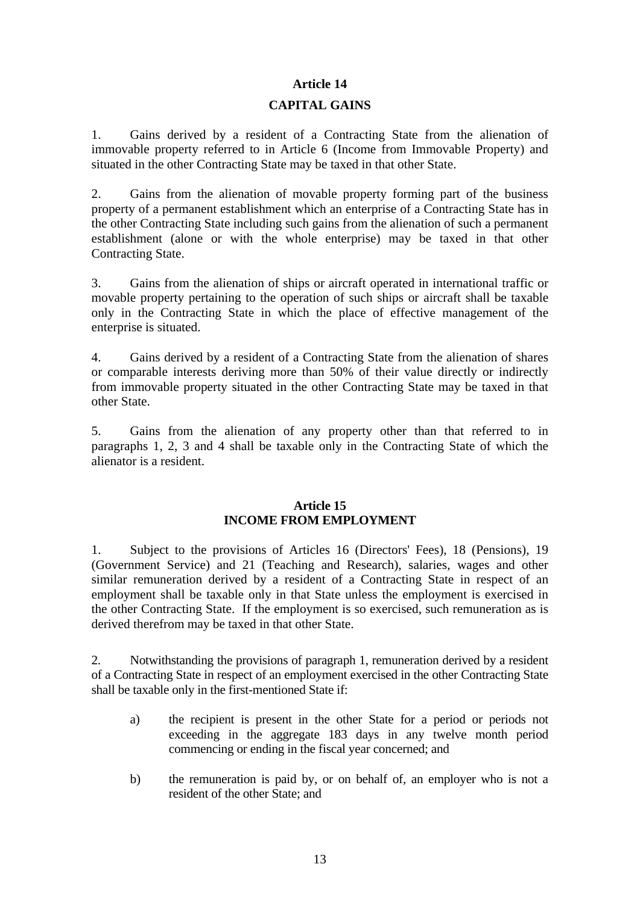## Article 14

## CAPITAL GAINS

1. Gains derived by a resident of a Contracting State from the alienation of immovable property referred to in Article 6 (Income from Immovable Property) and situated in the other Contracting State may be taxed in that other State.

2. Gains from the alienation of movable property forming part of the business property of a permanent establishment which an enterprise of a Contracting State has in the other Contracting State including such gains from the alienation of such a permanent establishment (alone or with the whole enterprise) may be taxed in that other Contracting State.

3. Gains from the alienation of ships or aircraft operated in international traffic or movable property pertaining to the operation of such ships or aircraft shall be taxable only in the Contracting State in which the place of effective management of the enterprise is situated.

4. Gains derived by a resident of a Contracting State from the alienation of shares or comparable interests deriving more than 50% of their value directly or indirectly from immovable property situated in the other Contracting State may be taxed in that other State.

5. Gains from the alienation of any property other than that referred to in paragraphs 1, 2, 3 and 4 shall be taxable only in the Contracting State of which the alienator is a resident.

## Article 15

## INCOME FROM EMPLOYMENT

1. Subject to the provisions of Articles 16 (Directors' Fees), 18 (Pensions), 19 (Government Service) and 21 (Teaching and Research), salaries, wages and other similar remuneration derived by a resident of a Contracting State in respect of an employment shall be taxable only in that State unless the employment is exercised in the other Contracting State. If the employment is so exercised, such remuneration as is derived therefrom may be taxed in that other State.

2. Notwithstanding the provisions of paragraph 1, remuneration derived by a resident of a Contracting State in respect of an employment exercised in the other Contracting State shall be taxable only in the first-mentioned State if:

a) the recipient is present in the other State for a period or periods not exceeding in the aggregate 183 days in any twelve month period commencing or ending in the fiscal year concerned; and

b) the remuneration is paid by, or on behalf of, an employer who is not a resident of the other State; and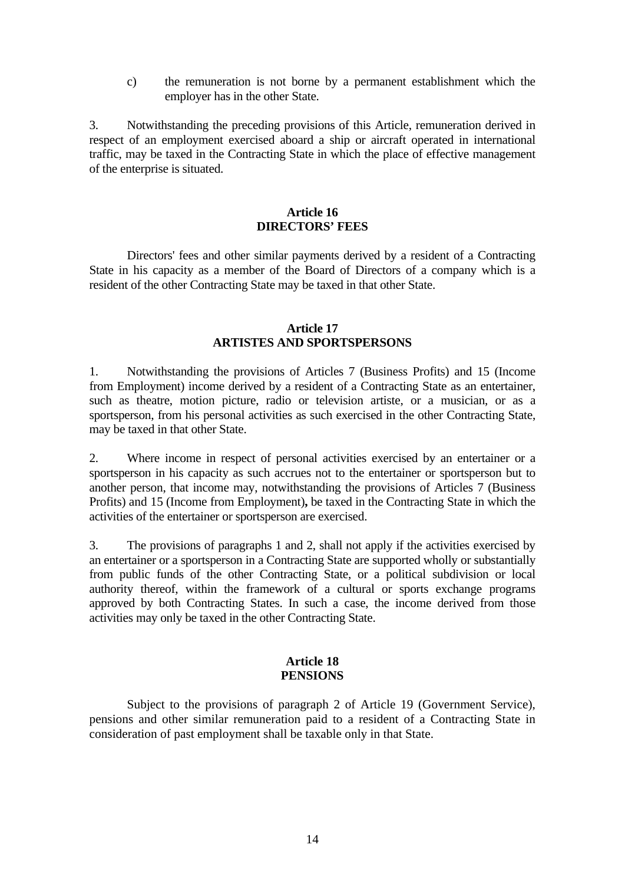c) the remuneration is not borne by a permanent establishment which the employer has in the other State.

3. Notwithstanding the preceding provisions of this Article, remuneration derived in respect of an employment exercised aboard a ship or aircraft operated in international traffic, may be taxed in the Contracting State in which the place of effective management of the enterprise is situated.

## Article 16
## DIRECTORS' FEES

Directors' fees and other similar payments derived by a resident of a Contracting State in his capacity as a member of the Board of Directors of a company which is a resident of the other Contracting State may be taxed in that other State.

## Article 17
## ARTISTES AND SPORTSPERSONS

1. Notwithstanding the provisions of Articles 7 (Business Profits) and 15 (Income from Employment) income derived by a resident of a Contracting State as an entertainer, such as theatre, motion picture, radio or television artiste, or a musician, or as a sportsperson, from his personal activities as such exercised in the other Contracting State, may be taxed in that other State.

2. Where income in respect of personal activities exercised by an entertainer or a sportsperson in his capacity as such accrues not to the entertainer or sportsperson but to another person, that income may, notwithstanding the provisions of Articles 7 (Business Profits) and 15 (Income from Employment)**,** be taxed in the Contracting State in which the activities of the entertainer or sportsperson are exercised.

3. The provisions of paragraphs 1 and 2, shall not apply if the activities exercised by an entertainer or a sportsperson in a Contracting State are supported wholly or substantially from public funds of the other Contracting State, or a political subdivision or local authority thereof, within the framework of a cultural or sports exchange programs approved by both Contracting States. In such a case, the income derived from those activities may only be taxed in the other Contracting State.

## Article 18
## PENSIONS

Subject to the provisions of paragraph 2 of Article 19 (Government Service), pensions and other similar remuneration paid to a resident of a Contracting State in consideration of past employment shall be taxable only in that State.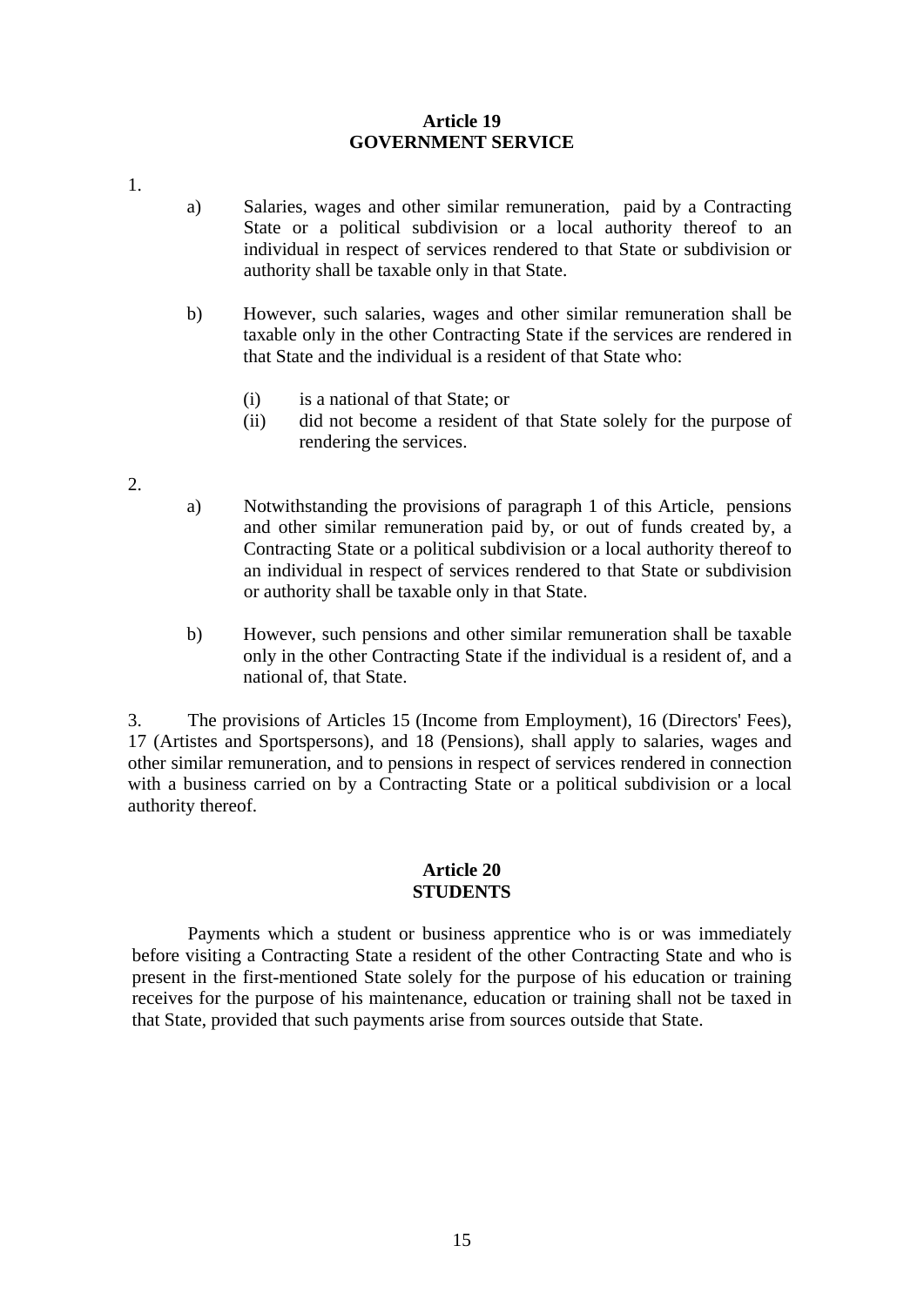## Article 19
## GOVERNMENT SERVICE

1.

a) Salaries, wages and other similar remuneration, paid by a Contracting State or a political subdivision or a local authority thereof to an individual in respect of services rendered to that State or subdivision or authority shall be taxable only in that State.

b) However, such salaries, wages and other similar remuneration shall be taxable only in the other Contracting State if the services are rendered in that State and the individual is a resident of that State who:

  (i) is a national of that State; or
  (ii) did not become a resident of that State solely for the purpose of rendering the services.

2.

a) Notwithstanding the provisions of paragraph 1 of this Article, pensions and other similar remuneration paid by, or out of funds created by, a Contracting State or a political subdivision or a local authority thereof to an individual in respect of services rendered to that State or subdivision or authority shall be taxable only in that State.

b) However, such pensions and other similar remuneration shall be taxable only in the other Contracting State if the individual is a resident of, and a national of, that State.

3. The provisions of Articles 15 (Income from Employment), 16 (Directors' Fees), 17 (Artistes and Sportspersons), and 18 (Pensions), shall apply to salaries, wages and other similar remuneration, and to pensions in respect of services rendered in connection with a business carried on by a Contracting State or a political subdivision or a local authority thereof.

## Article 20
## STUDENTS

Payments which a student or business apprentice who is or was immediately before visiting a Contracting State a resident of the other Contracting State and who is present in the first-mentioned State solely for the purpose of his education or training receives for the purpose of his maintenance, education or training shall not be taxed in that State, provided that such payments arise from sources outside that State.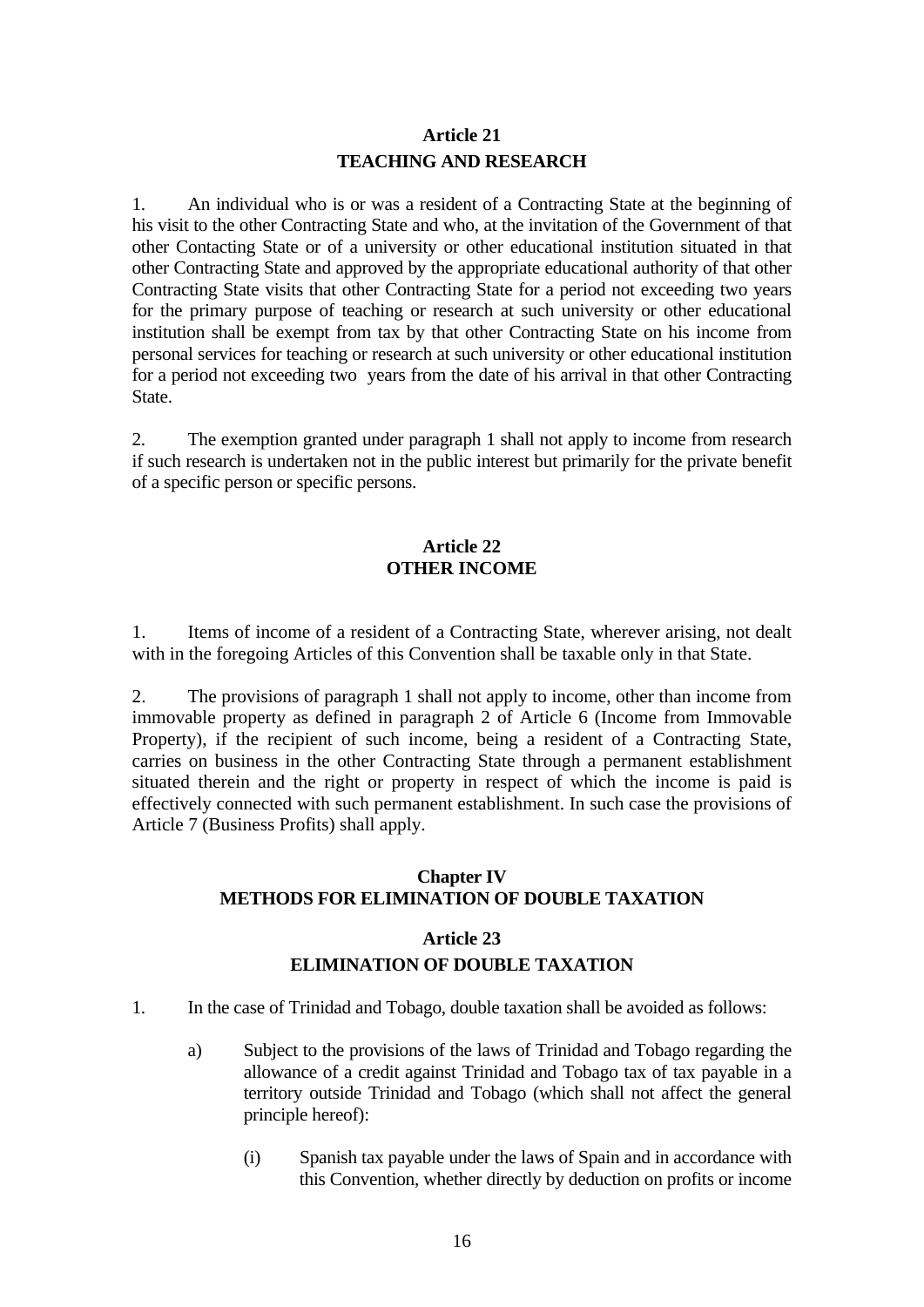## Article 21
## TEACHING AND RESEARCH

1. An individual who is or was a resident of a Contracting State at the beginning of his visit to the other Contracting State and who, at the invitation of the Government of that other Contacting State or of a university or other educational institution situated in that other Contracting State and approved by the appropriate educational authority of that other Contracting State visits that other Contracting State for a period not exceeding two years for the primary purpose of teaching or research at such university or other educational institution shall be exempt from tax by that other Contracting State on his income from personal services for teaching or research at such university or other educational institution for a period not exceeding two years from the date of his arrival in that other Contracting State.

2. The exemption granted under paragraph 1 shall not apply to income from research if such research is undertaken not in the public interest but primarily for the private benefit of a specific person or specific persons.

## Article 22
## OTHER INCOME

1. Items of income of a resident of a Contracting State, wherever arising, not dealt with in the foregoing Articles of this Convention shall be taxable only in that State.

2. The provisions of paragraph 1 shall not apply to income, other than income from immovable property as defined in paragraph 2 of Article 6 (Income from Immovable Property), if the recipient of such income, being a resident of a Contracting State, carries on business in the other Contracting State through a permanent establishment situated therein and the right or property in respect of which the income is paid is effectively connected with such permanent establishment. In such case the provisions of Article 7 (Business Profits) shall apply.

# Chapter IV
# METHODS FOR ELIMINATION OF DOUBLE TAXATION

## Article 23
## ELIMINATION OF DOUBLE TAXATION

1. In the case of Trinidad and Tobago, double taxation shall be avoided as follows:

   a) Subject to the provisions of the laws of Trinidad and Tobago regarding the allowance of a credit against Trinidad and Tobago tax of tax payable in a territory outside Trinidad and Tobago (which shall not affect the general principle hereof):

      (i) Spanish tax payable under the laws of Spain and in accordance with this Convention, whether directly by deduction on profits or income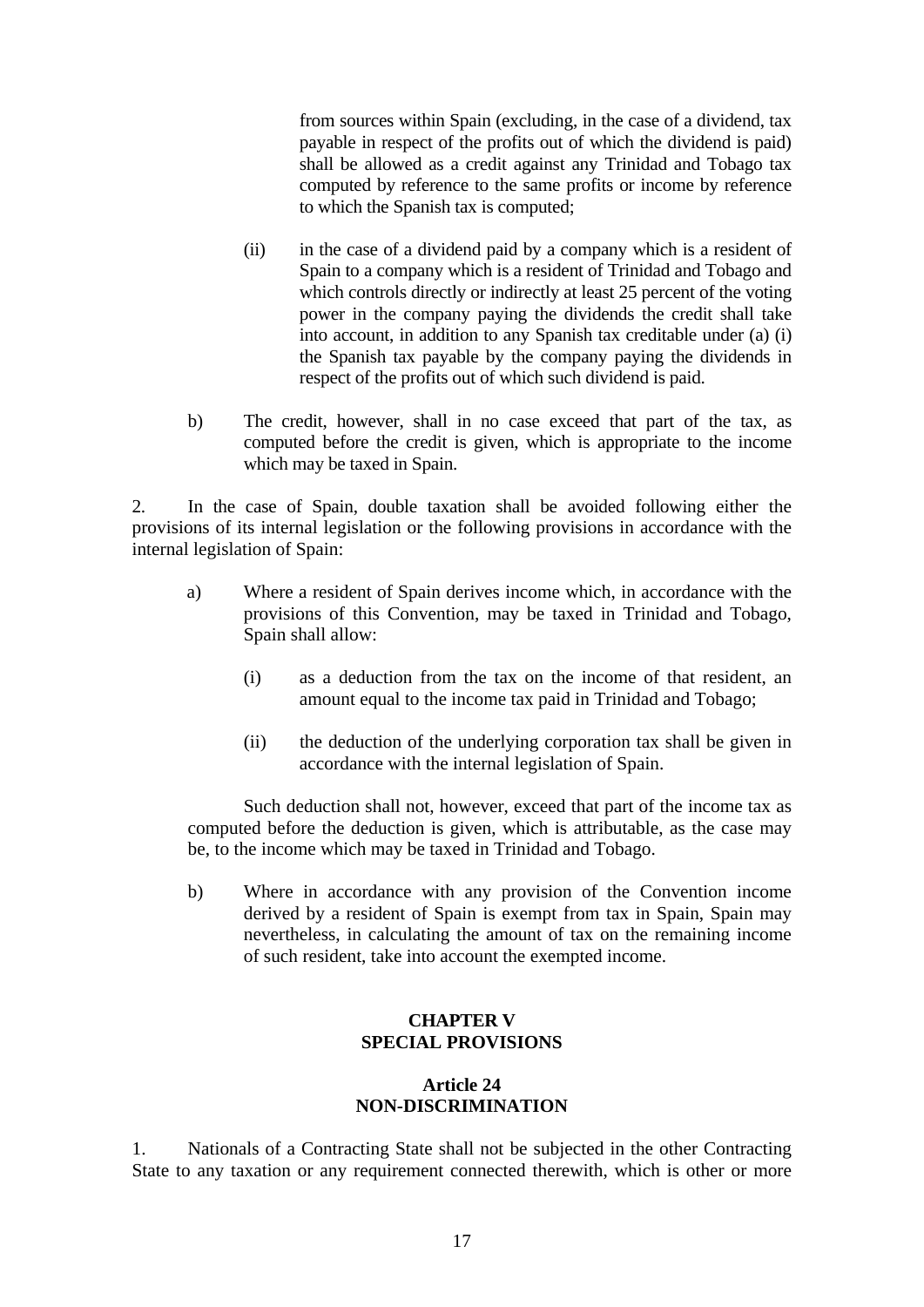from sources within Spain (excluding, in the case of a dividend, tax payable in respect of the profits out of which the dividend is paid) shall be allowed as a credit against any Trinidad and Tobago tax computed by reference to the same profits or income by reference to which the Spanish tax is computed;

(ii) in the case of a dividend paid by a company which is a resident of Spain to a company which is a resident of Trinidad and Tobago and which controls directly or indirectly at least 25 percent of the voting power in the company paying the dividends the credit shall take into account, in addition to any Spanish tax creditable under (a) (i) the Spanish tax payable by the company paying the dividends in respect of the profits out of which such dividend is paid.

b) The credit, however, shall in no case exceed that part of the tax, as computed before the credit is given, which is appropriate to the income which may be taxed in Spain.

2. In the case of Spain, double taxation shall be avoided following either the provisions of its internal legislation or the following provisions in accordance with the internal legislation of Spain:

a) Where a resident of Spain derives income which, in accordance with the provisions of this Convention, may be taxed in Trinidad and Tobago, Spain shall allow:

(i) as a deduction from the tax on the income of that resident, an amount equal to the income tax paid in Trinidad and Tobago;

(ii) the deduction of the underlying corporation tax shall be given in accordance with the internal legislation of Spain.

Such deduction shall not, however, exceed that part of the income tax as computed before the deduction is given, which is attributable, as the case may be, to the income which may be taxed in Trinidad and Tobago.

b) Where in accordance with any provision of the Convention income derived by a resident of Spain is exempt from tax in Spain, Spain may nevertheless, in calculating the amount of tax on the remaining income of such resident, take into account the exempted income.

## CHAPTER V
## SPECIAL PROVISIONS

### Article 24
### NON-DISCRIMINATION

1. Nationals of a Contracting State shall not be subjected in the other Contracting State to any taxation or any requirement connected therewith, which is other or more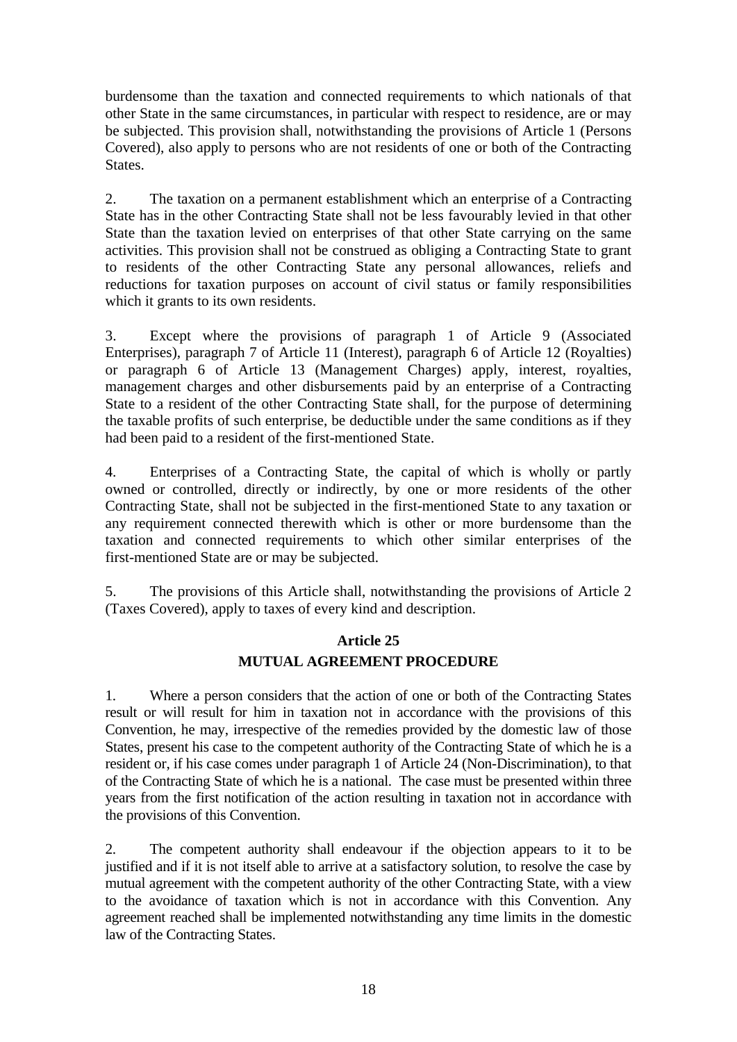burdensome than the taxation and connected requirements to which nationals of that other State in the same circumstances, in particular with respect to residence, are or may be subjected. This provision shall, notwithstanding the provisions of Article 1 (Persons Covered), also apply to persons who are not residents of one or both of the Contracting States.

2. The taxation on a permanent establishment which an enterprise of a Contracting State has in the other Contracting State shall not be less favourably levied in that other State than the taxation levied on enterprises of that other State carrying on the same activities. This provision shall not be construed as obliging a Contracting State to grant to residents of the other Contracting State any personal allowances, reliefs and reductions for taxation purposes on account of civil status or family responsibilities which it grants to its own residents.

3. Except where the provisions of paragraph 1 of Article 9 (Associated Enterprises), paragraph 7 of Article 11 (Interest), paragraph 6 of Article 12 (Royalties) or paragraph 6 of Article 13 (Management Charges) apply, interest, royalties, management charges and other disbursements paid by an enterprise of a Contracting State to a resident of the other Contracting State shall, for the purpose of determining the taxable profits of such enterprise, be deductible under the same conditions as if they had been paid to a resident of the first-mentioned State.

4. Enterprises of a Contracting State, the capital of which is wholly or partly owned or controlled, directly or indirectly, by one or more residents of the other Contracting State, shall not be subjected in the first-mentioned State to any taxation or any requirement connected therewith which is other or more burdensome than the taxation and connected requirements to which other similar enterprises of the first-mentioned State are or may be subjected.

5. The provisions of this Article shall, notwithstanding the provisions of Article 2 (Taxes Covered), apply to taxes of every kind and description.

**Article 25**

**MUTUAL AGREEMENT PROCEDURE**

1. Where a person considers that the action of one or both of the Contracting States result or will result for him in taxation not in accordance with the provisions of this Convention, he may, irrespective of the remedies provided by the domestic law of those States, present his case to the competent authority of the Contracting State of which he is a resident or, if his case comes under paragraph 1 of Article 24 (Non-Discrimination), to that of the Contracting State of which he is a national. The case must be presented within three years from the first notification of the action resulting in taxation not in accordance with the provisions of this Convention.

2. The competent authority shall endeavour if the objection appears to it to be justified and if it is not itself able to arrive at a satisfactory solution, to resolve the case by mutual agreement with the competent authority of the other Contracting State, with a view to the avoidance of taxation which is not in accordance with this Convention. Any agreement reached shall be implemented notwithstanding any time limits in the domestic law of the Contracting States.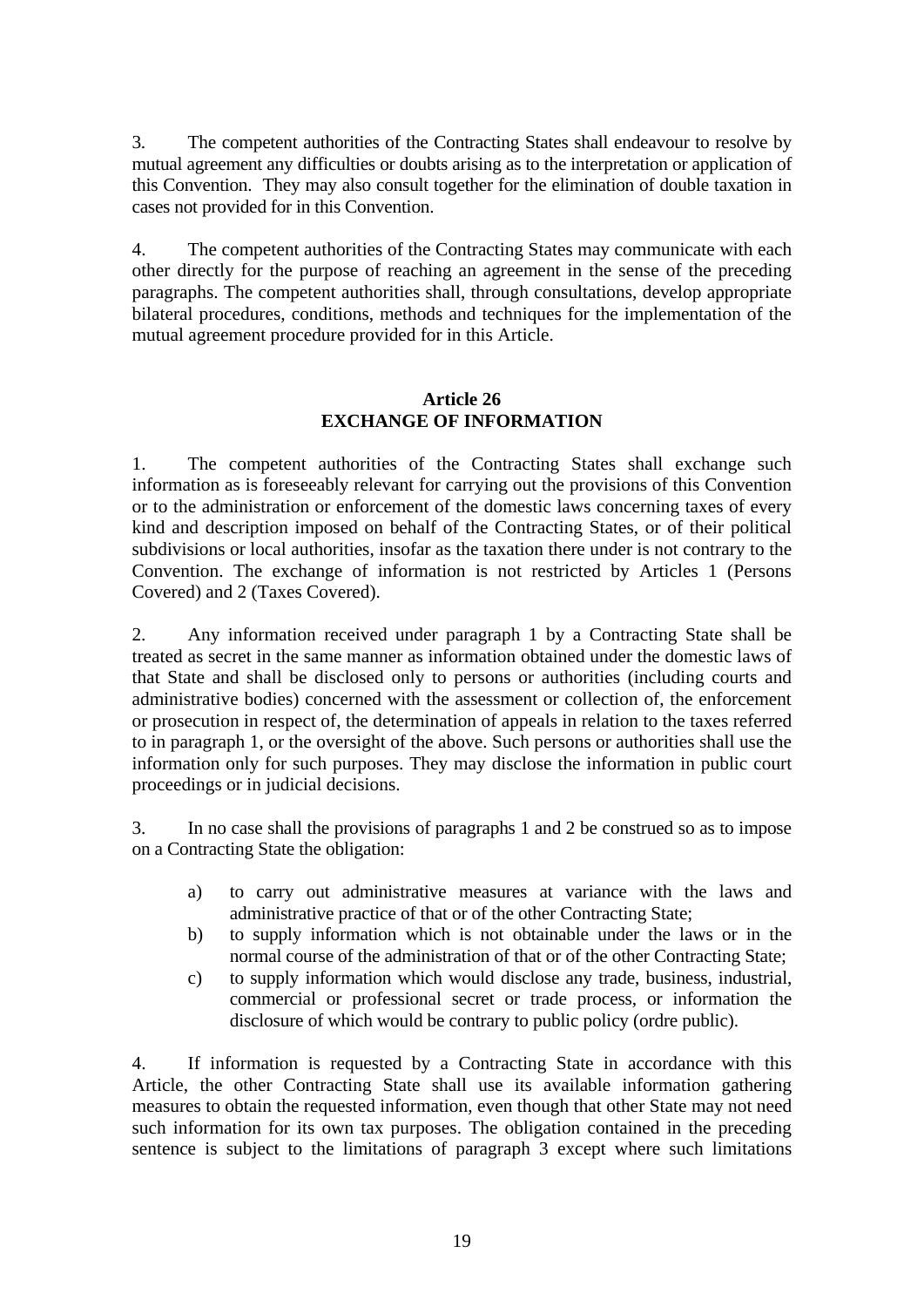3. The competent authorities of the Contracting States shall endeavour to resolve by mutual agreement any difficulties or doubts arising as to the interpretation or application of this Convention. They may also consult together for the elimination of double taxation in cases not provided for in this Convention.

4. The competent authorities of the Contracting States may communicate with each other directly for the purpose of reaching an agreement in the sense of the preceding paragraphs. The competent authorities shall, through consultations, develop appropriate bilateral procedures, conditions, methods and techniques for the implementation of the mutual agreement procedure provided for in this Article.

## Article 26
## EXCHANGE OF INFORMATION

1. The competent authorities of the Contracting States shall exchange such information as is foreseeably relevant for carrying out the provisions of this Convention or to the administration or enforcement of the domestic laws concerning taxes of every kind and description imposed on behalf of the Contracting States, or of their political subdivisions or local authorities, insofar as the taxation there under is not contrary to the Convention. The exchange of information is not restricted by Articles 1 (Persons Covered) and 2 (Taxes Covered).

2. Any information received under paragraph 1 by a Contracting State shall be treated as secret in the same manner as information obtained under the domestic laws of that State and shall be disclosed only to persons or authorities (including courts and administrative bodies) concerned with the assessment or collection of, the enforcement or prosecution in respect of, the determination of appeals in relation to the taxes referred to in paragraph 1, or the oversight of the above. Such persons or authorities shall use the information only for such purposes. They may disclose the information in public court proceedings or in judicial decisions.

3. In no case shall the provisions of paragraphs 1 and 2 be construed so as to impose on a Contracting State the obligation:

a) to carry out administrative measures at variance with the laws and administrative practice of that or of the other Contracting State;

b) to supply information which is not obtainable under the laws or in the normal course of the administration of that or of the other Contracting State;

c) to supply information which would disclose any trade, business, industrial, commercial or professional secret or trade process, or information the disclosure of which would be contrary to public policy (ordre public).

4. If information is requested by a Contracting State in accordance with this Article, the other Contracting State shall use its available information gathering measures to obtain the requested information, even though that other State may not need such information for its own tax purposes. The obligation contained in the preceding sentence is subject to the limitations of paragraph 3 except where such limitations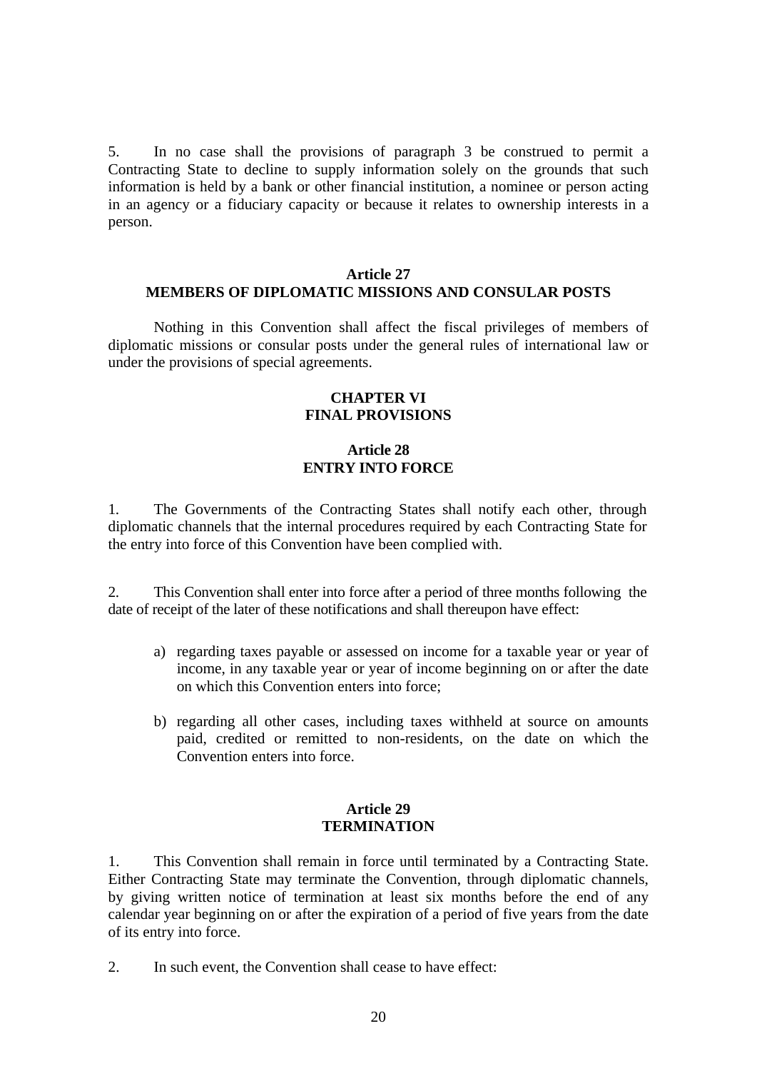5. In no case shall the provisions of paragraph 3 be construed to permit a Contracting State to decline to supply information solely on the grounds that such information is held by a bank or other financial institution, a nominee or person acting in an agency or a fiduciary capacity or because it relates to ownership interests in a person.

### Article 27
### MEMBERS OF DIPLOMATIC MISSIONS AND CONSULAR POSTS

Nothing in this Convention shall affect the fiscal privileges of members of diplomatic missions or consular posts under the general rules of international law or under the provisions of special agreements.

## CHAPTER VI
## FINAL PROVISIONS

### Article 28
### ENTRY INTO FORCE

1. The Governments of the Contracting States shall notify each other, through diplomatic channels that the internal procedures required by each Contracting State for the entry into force of this Convention have been complied with.

2. This Convention shall enter into force after a period of three months following the date of receipt of the later of these notifications and shall thereupon have effect:

a) regarding taxes payable or assessed on income for a taxable year or year of income, in any taxable year or year of income beginning on or after the date on which this Convention enters into force;

b) regarding all other cases, including taxes withheld at source on amounts paid, credited or remitted to non-residents, on the date on which the Convention enters into force.

### Article 29
### TERMINATION

1. This Convention shall remain in force until terminated by a Contracting State. Either Contracting State may terminate the Convention, through diplomatic channels, by giving written notice of termination at least six months before the end of any calendar year beginning on or after the expiration of a period of five years from the date of its entry into force.

2. In such event, the Convention shall cease to have effect: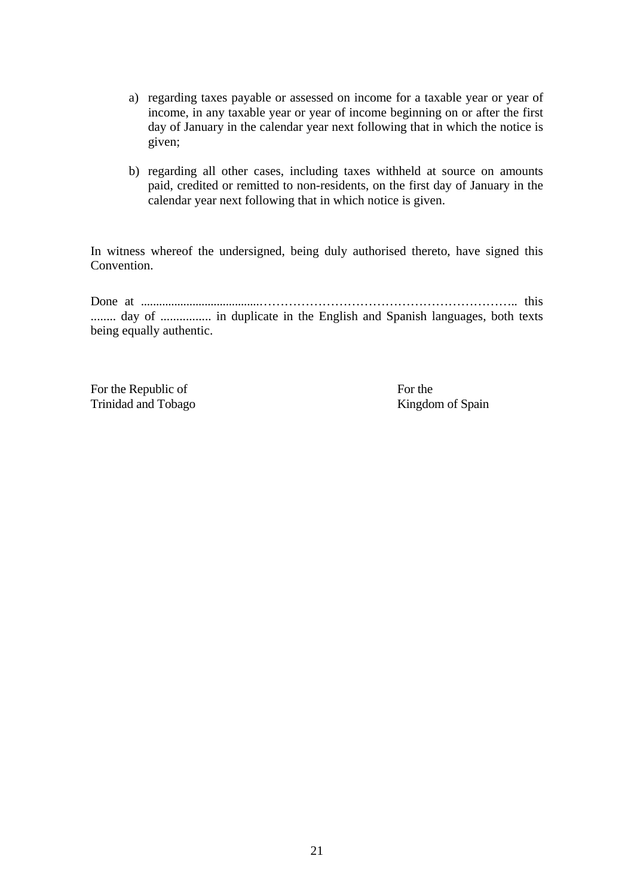a) regarding taxes payable or assessed on income for a taxable year or year of income, in any taxable year or year of income beginning on or after the first day of January in the calendar year next following that in which the notice is given;

b) regarding all other cases, including taxes withheld at source on amounts paid, credited or remitted to non-residents, on the first day of January in the calendar year next following that in which notice is given.

In witness whereof the undersigned, being duly authorised thereto, have signed this Convention.

Done at ......................................…………………………………………………….. this ........ day of ................ in duplicate in the English and Spanish languages, both texts being equally authentic.

| For the Republic of Trinidad and Tobago | For the Kingdom of Spain |
|---|---|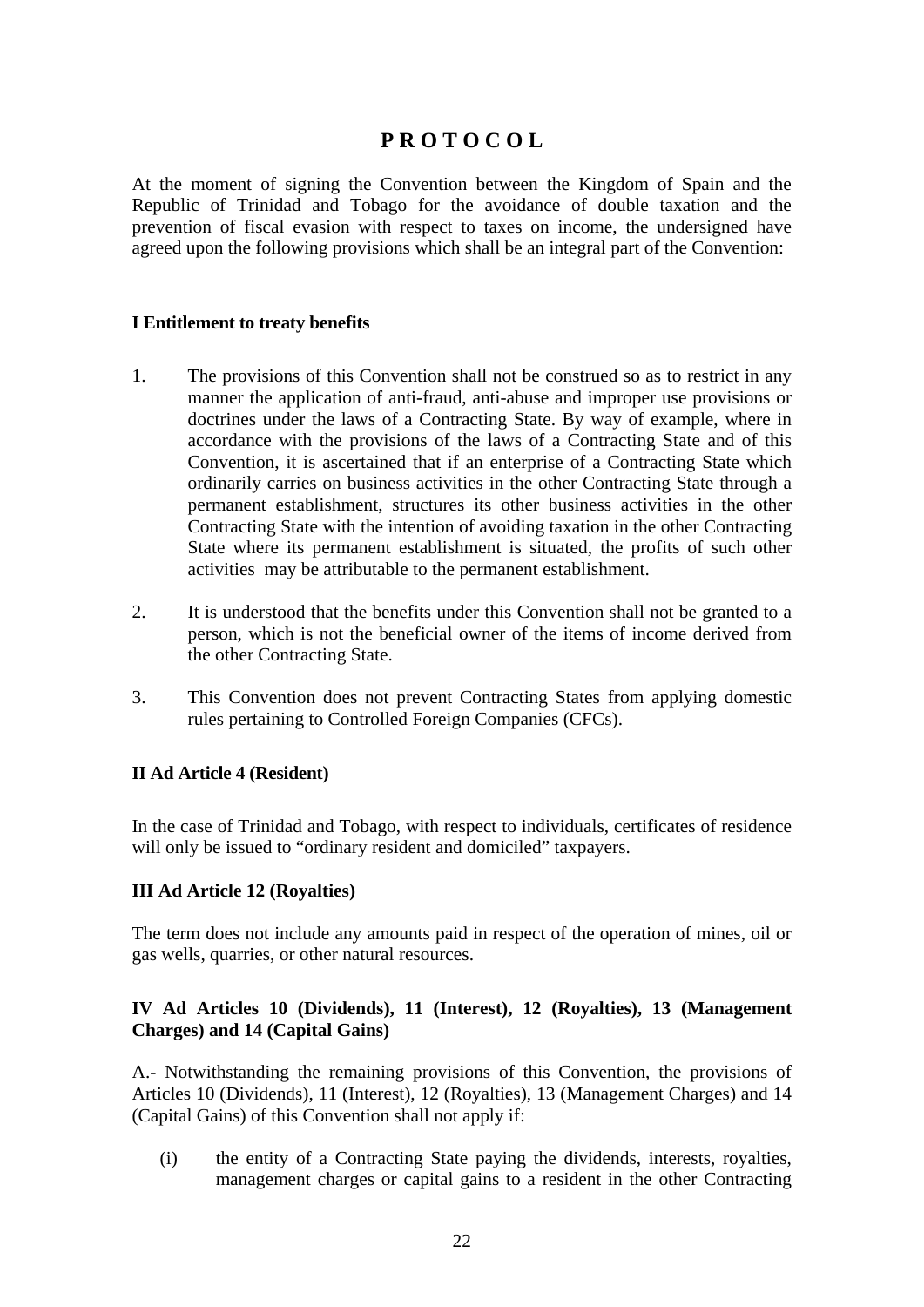# PROTOCOL

At the moment of signing the Convention between the Kingdom of Spain and the Republic of Trinidad and Tobago for the avoidance of double taxation and the prevention of fiscal evasion with respect to taxes on income, the undersigned have agreed upon the following provisions which shall be an integral part of the Convention:

**I Entitlement to treaty benefits**

1. The provisions of this Convention shall not be construed so as to restrict in any manner the application of anti-fraud, anti-abuse and improper use provisions or doctrines under the laws of a Contracting State. By way of example, where in accordance with the provisions of the laws of a Contracting State and of this Convention, it is ascertained that if an enterprise of a Contracting State which ordinarily carries on business activities in the other Contracting State through a permanent establishment, structures its other business activities in the other Contracting State with the intention of avoiding taxation in the other Contracting State where its permanent establishment is situated, the profits of such other activities may be attributable to the permanent establishment.

2. It is understood that the benefits under this Convention shall not be granted to a person, which is not the beneficial owner of the items of income derived from the other Contracting State.

3. This Convention does not prevent Contracting States from applying domestic rules pertaining to Controlled Foreign Companies (CFCs).

**II Ad Article 4 (Resident)**

In the case of Trinidad and Tobago, with respect to individuals, certificates of residence will only be issued to "ordinary resident and domiciled" taxpayers.

**III Ad Article 12 (Royalties)**

The term does not include any amounts paid in respect of the operation of mines, oil or gas wells, quarries, or other natural resources.

**IV Ad Articles 10 (Dividends), 11 (Interest), 12 (Royalties), 13 (Management Charges) and 14 (Capital Gains)**

A.- Notwithstanding the remaining provisions of this Convention, the provisions of Articles 10 (Dividends), 11 (Interest), 12 (Royalties), 13 (Management Charges) and 14 (Capital Gains) of this Convention shall not apply if:

(i) the entity of a Contracting State paying the dividends, interests, royalties, management charges or capital gains to a resident in the other Contracting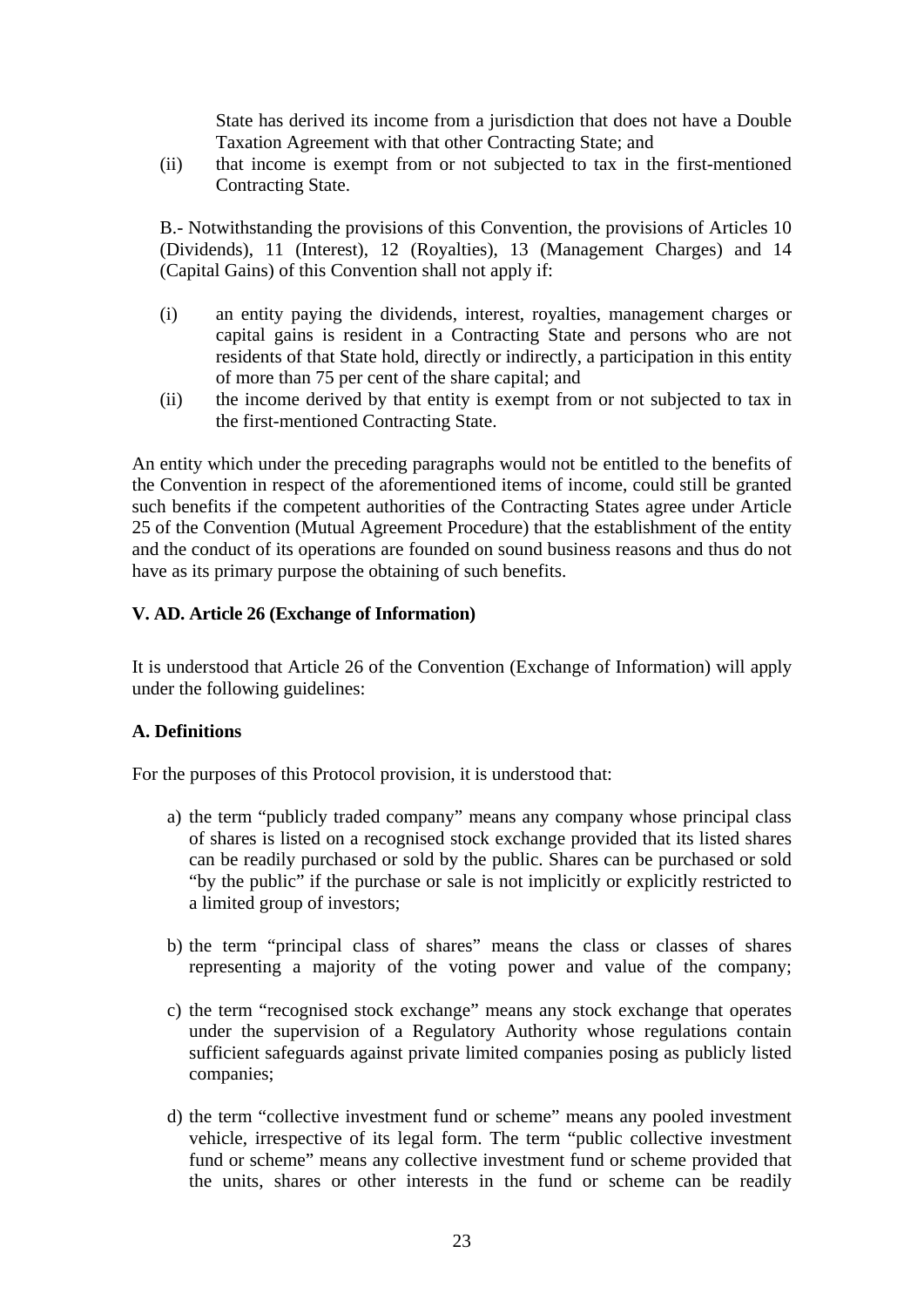State has derived its income from a jurisdiction that does not have a Double Taxation Agreement with that other Contracting State; and

(ii) that income is exempt from or not subjected to tax in the first-mentioned Contracting State.

B.- Notwithstanding the provisions of this Convention, the provisions of Articles 10 (Dividends), 11 (Interest), 12 (Royalties), 13 (Management Charges) and 14 (Capital Gains) of this Convention shall not apply if:

(i) an entity paying the dividends, interest, royalties, management charges or capital gains is resident in a Contracting State and persons who are not residents of that State hold, directly or indirectly, a participation in this entity of more than 75 per cent of the share capital; and

(ii) the income derived by that entity is exempt from or not subjected to tax in the first-mentioned Contracting State.

An entity which under the preceding paragraphs would not be entitled to the benefits of the Convention in respect of the aforementioned items of income, could still be granted such benefits if the competent authorities of the Contracting States agree under Article 25 of the Convention (Mutual Agreement Procedure) that the establishment of the entity and the conduct of its operations are founded on sound business reasons and thus do not have as its primary purpose the obtaining of such benefits.

**V. AD. Article 26 (Exchange of Information)**

It is understood that Article 26 of the Convention (Exchange of Information) will apply under the following guidelines:

**A. Definitions**

For the purposes of this Protocol provision, it is understood that:

a) the term "publicly traded company" means any company whose principal class of shares is listed on a recognised stock exchange provided that its listed shares can be readily purchased or sold by the public. Shares can be purchased or sold "by the public" if the purchase or sale is not implicitly or explicitly restricted to a limited group of investors;

b) the term "principal class of shares" means the class or classes of shares representing a majority of the voting power and value of the company;

c) the term "recognised stock exchange" means any stock exchange that operates under the supervision of a Regulatory Authority whose regulations contain sufficient safeguards against private limited companies posing as publicly listed companies;

d) the term "collective investment fund or scheme" means any pooled investment vehicle, irrespective of its legal form. The term "public collective investment fund or scheme" means any collective investment fund or scheme provided that the units, shares or other interests in the fund or scheme can be readily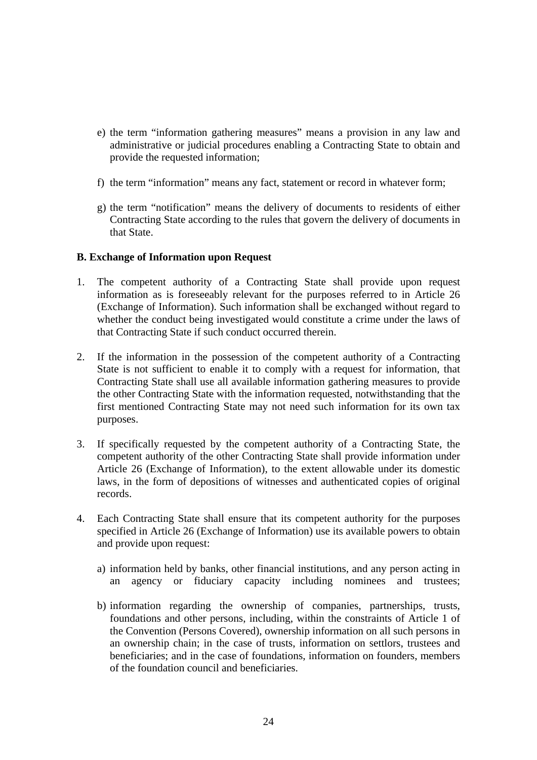e) the term “information gathering measures” means a provision in any law and administrative or judicial procedures enabling a Contracting State to obtain and provide the requested information;

f) the term “information” means any fact, statement or record in whatever form;

g) the term “notification” means the delivery of documents to residents of either Contracting State according to the rules that govern the delivery of documents in that State.

**B. Exchange of Information upon Request**

1. The competent authority of a Contracting State shall provide upon request information as is foreseeably relevant for the purposes referred to in Article 26 (Exchange of Information). Such information shall be exchanged without regard to whether the conduct being investigated would constitute a crime under the laws of that Contracting State if such conduct occurred therein.

2. If the information in the possession of the competent authority of a Contracting State is not sufficient to enable it to comply with a request for information, that Contracting State shall use all available information gathering measures to provide the other Contracting State with the information requested, notwithstanding that the first mentioned Contracting State may not need such information for its own tax purposes.

3. If specifically requested by the competent authority of a Contracting State, the competent authority of the other Contracting State shall provide information under Article 26 (Exchange of Information), to the extent allowable under its domestic laws, in the form of depositions of witnesses and authenticated copies of original records.

4. Each Contracting State shall ensure that its competent authority for the purposes specified in Article 26 (Exchange of Information) use its available powers to obtain and provide upon request:

   a) information held by banks, other financial institutions, and any person acting in an agency or fiduciary capacity including nominees and trustees;

   b) information regarding the ownership of companies, partnerships, trusts, foundations and other persons, including, within the constraints of Article 1 of the Convention (Persons Covered), ownership information on all such persons in an ownership chain; in the case of trusts, information on settlors, trustees and beneficiaries; and in the case of foundations, information on founders, members of the foundation council and beneficiaries.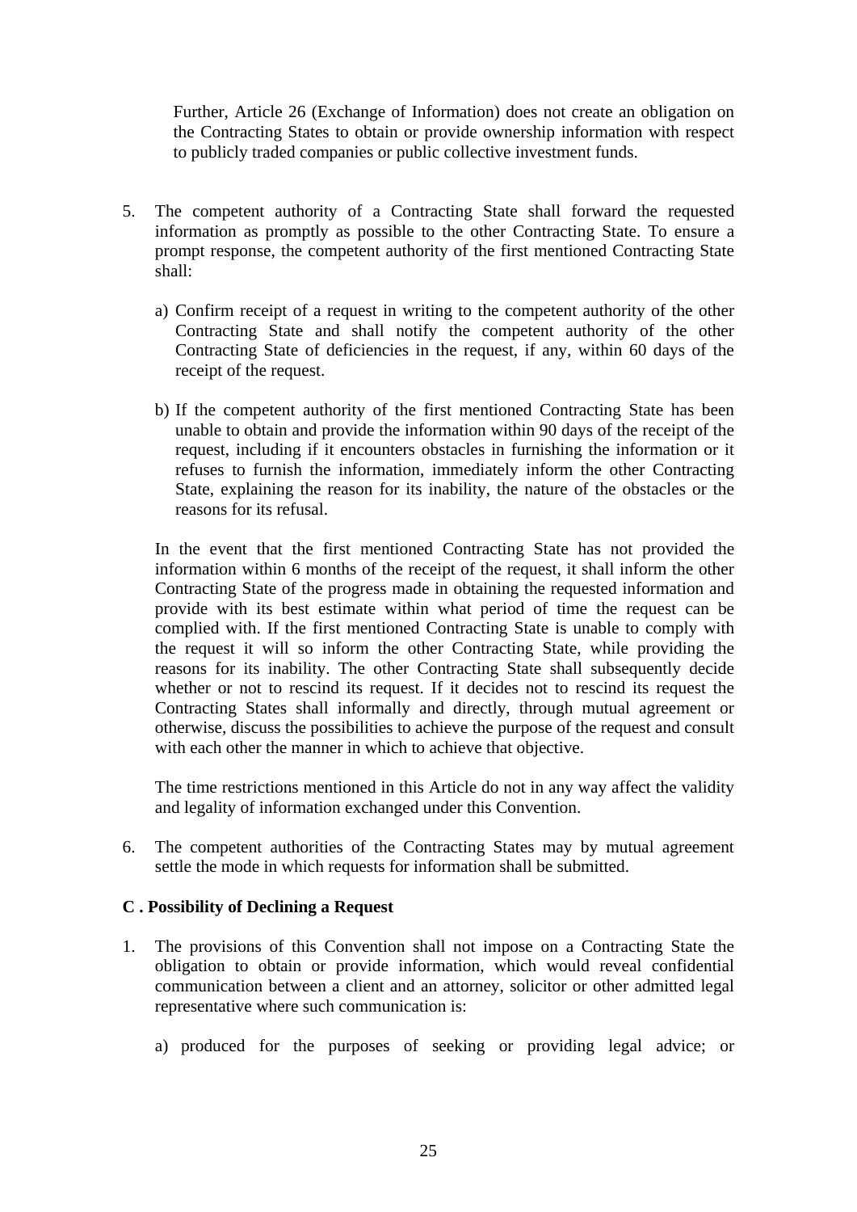Further, Article 26 (Exchange of Information) does not create an obligation on the Contracting States to obtain or provide ownership information with respect to publicly traded companies or public collective investment funds.

5. The competent authority of a Contracting State shall forward the requested information as promptly as possible to the other Contracting State. To ensure a prompt response, the competent authority of the first mentioned Contracting State shall:

   a) Confirm receipt of a request in writing to the competent authority of the other Contracting State and shall notify the competent authority of the other Contracting State of deficiencies in the request, if any, within 60 days of the receipt of the request.

   b) If the competent authority of the first mentioned Contracting State has been unable to obtain and provide the information within 90 days of the receipt of the request, including if it encounters obstacles in furnishing the information or it refuses to furnish the information, immediately inform the other Contracting State, explaining the reason for its inability, the nature of the obstacles or the reasons for its refusal.

   In the event that the first mentioned Contracting State has not provided the information within 6 months of the receipt of the request, it shall inform the other Contracting State of the progress made in obtaining the requested information and provide with its best estimate within what period of time the request can be complied with. If the first mentioned Contracting State is unable to comply with the request it will so inform the other Contracting State, while providing the reasons for its inability. The other Contracting State shall subsequently decide whether or not to rescind its request. If it decides not to rescind its request the Contracting States shall informally and directly, through mutual agreement or otherwise, discuss the possibilities to achieve the purpose of the request and consult with each other the manner in which to achieve that objective.

   The time restrictions mentioned in this Article do not in any way affect the validity and legality of information exchanged under this Convention.

6. The competent authorities of the Contracting States may by mutual agreement settle the mode in which requests for information shall be submitted.

**C . Possibility of Declining a Request**

1. The provisions of this Convention shall not impose on a Contracting State the obligation to obtain or provide information, which would reveal confidential communication between a client and an attorney, solicitor or other admitted legal representative where such communication is:

   a) produced for the purposes of seeking or providing legal advice; or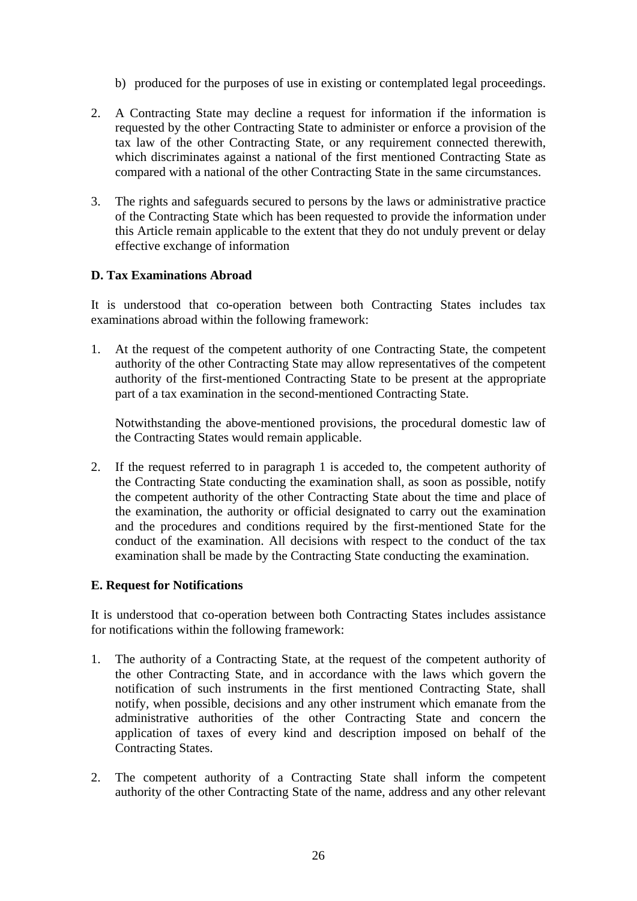b) produced for the purposes of use in existing or contemplated legal proceedings.

2. A Contracting State may decline a request for information if the information is requested by the other Contracting State to administer or enforce a provision of the tax law of the other Contracting State, or any requirement connected therewith, which discriminates against a national of the first mentioned Contracting State as compared with a national of the other Contracting State in the same circumstances.

3. The rights and safeguards secured to persons by the laws or administrative practice of the Contracting State which has been requested to provide the information under this Article remain applicable to the extent that they do not unduly prevent or delay effective exchange of information

**D. Tax Examinations Abroad**

It is understood that co-operation between both Contracting States includes tax examinations abroad within the following framework:

1. At the request of the competent authority of one Contracting State, the competent authority of the other Contracting State may allow representatives of the competent authority of the first-mentioned Contracting State to be present at the appropriate part of a tax examination in the second-mentioned Contracting State.

   Notwithstanding the above-mentioned provisions, the procedural domestic law of the Contracting States would remain applicable.

2. If the request referred to in paragraph 1 is acceded to, the competent authority of the Contracting State conducting the examination shall, as soon as possible, notify the competent authority of the other Contracting State about the time and place of the examination, the authority or official designated to carry out the examination and the procedures and conditions required by the first-mentioned State for the conduct of the examination. All decisions with respect to the conduct of the tax examination shall be made by the Contracting State conducting the examination.

**E. Request for Notifications**

It is understood that co-operation between both Contracting States includes assistance for notifications within the following framework:

1. The authority of a Contracting State, at the request of the competent authority of the other Contracting State, and in accordance with the laws which govern the notification of such instruments in the first mentioned Contracting State, shall notify, when possible, decisions and any other instrument which emanate from the administrative authorities of the other Contracting State and concern the application of taxes of every kind and description imposed on behalf of the Contracting States.

2. The competent authority of a Contracting State shall inform the competent authority of the other Contracting State of the name, address and any other relevant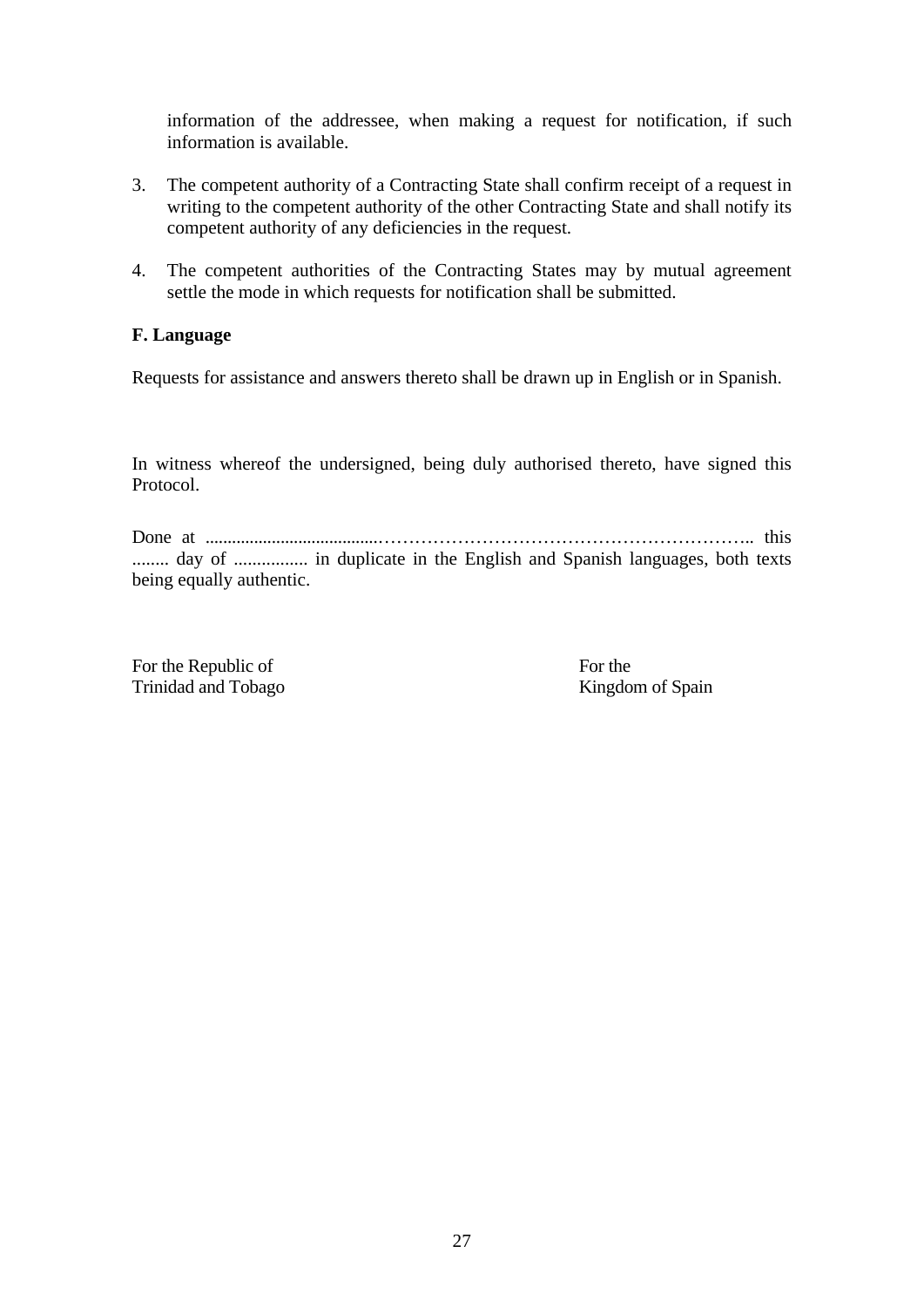information of the addressee, when making a request for notification, if such information is available.

3. The competent authority of a Contracting State shall confirm receipt of a request in writing to the competent authority of the other Contracting State and shall notify its competent authority of any deficiencies in the request.

4. The competent authorities of the Contracting States may by mutual agreement settle the mode in which requests for notification shall be submitted.

**F. Language**

Requests for assistance and answers thereto shall be drawn up in English or in Spanish.

In witness whereof the undersigned, being duly authorised thereto, have signed this Protocol.

Done at ......................................…………………………………………………….. this ........ day of ................ in duplicate in the English and Spanish languages, both texts being equally authentic.

For the Republic of
Trinidad and Tobago

For the
Kingdom of Spain